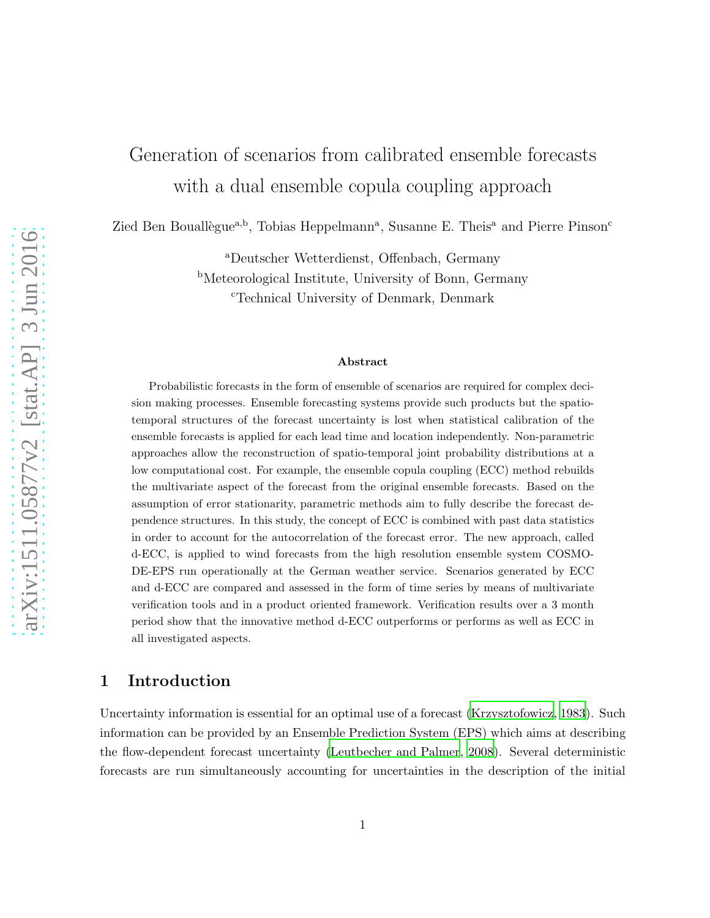# Generation of scenarios from calibrated ensemble forecasts with a dual ensemble copula coupling approach

Zied Ben Bouallègue[a,b], Tobias Heppelmann[a], Susanne E. Theis[a] and Pierre Pinson[c]

[a]Deutscher Wetterdienst, Offenbach, Germany

[b]Meteorological Institute, University of Bonn, Germany

[c]Technical University of Denmark, Denmark

### Abstract

Probabilistic forecasts in the form of ensemble of scenarios are required for complex decision making processes. Ensemble forecasting systems provide such products but the spatio-temporal structures of the forecast uncertainty is lost when statistical calibration of the ensemble forecasts is applied for each lead time and location independently. Non-parametric approaches allow the reconstruction of spatio-temporal joint probability distributions at a low computational cost. For example, the ensemble copula coupling (ECC) method rebuilds the multivariate aspect of the forecast from the original ensemble forecasts. Based on the assumption of error stationarity, parametric methods aim to fully describe the forecast dependence structures. In this study, the concept of ECC is combined with past data statistics in order to account for the autocorrelation of the forecast error. The new approach, called d-ECC, is applied to wind forecasts from the high resolution ensemble system COSMO-DE-EPS run operationally at the German weather service. Scenarios generated by ECC and d-ECC are compared and assessed in the form of time series by means of multivariate verification tools and in a product oriented framework. Verification results over a 3 month period show that the innovative method d-ECC outperforms or performs as well as ECC in all investigated aspects.

## 1 Introduction

Uncertainty information is essential for an optimal use of a forecast (Krzysztofowicz, 1983). Such information can be provided by an Ensemble Prediction System (EPS) which aims at describing the flow-dependent forecast uncertainty (Leutbecher and Palmer, 2008). Several deterministic forecasts are run simultaneously accounting for uncertainties in the description of the initial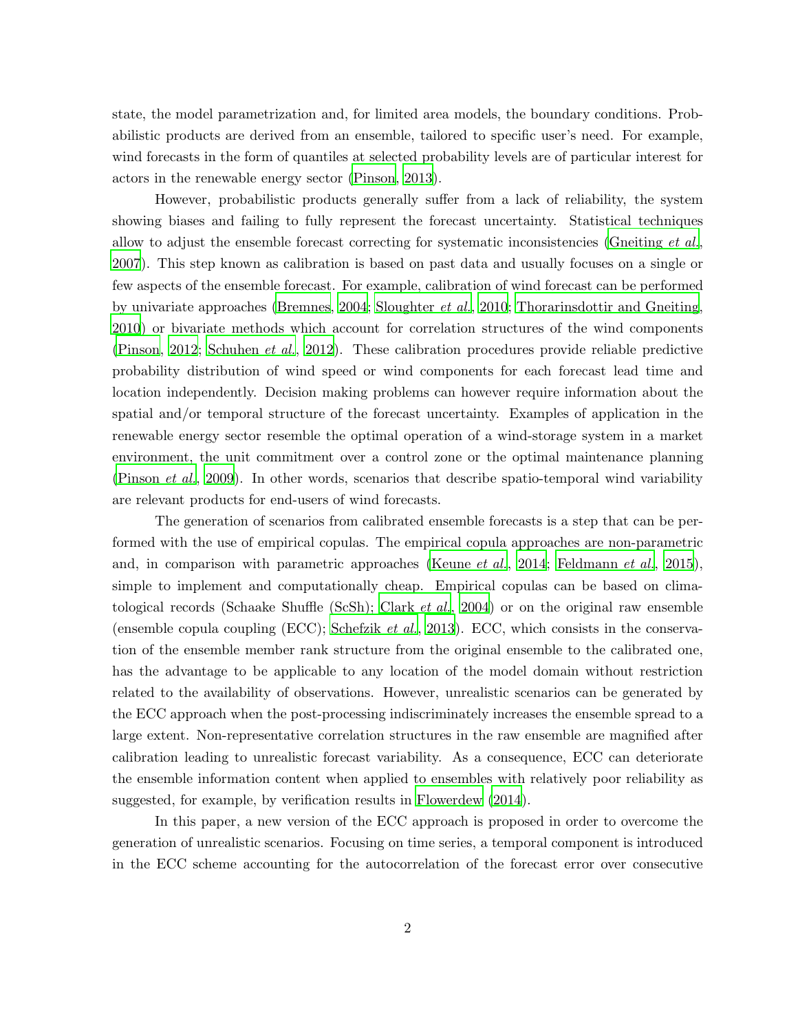state, the model parametrization and, for limited area models, the boundary conditions. Probabilistic products are derived from an ensemble, tailored to specific user's need. For example, wind forecasts in the form of quantiles at selected probability levels are of particular interest for actors in the renewable energy sector (Pinson, 2013).

However, probabilistic products generally suffer from a lack of reliability, the system showing biases and failing to fully represent the forecast uncertainty. Statistical techniques allow to adjust the ensemble forecast correcting for systematic inconsistencies (Gneiting *et al.*, 2007). This step known as calibration is based on past data and usually focuses on a single or few aspects of the ensemble forecast. For example, calibration of wind forecast can be performed by univariate approaches (Bremnes, 2004; Sloughter *et al.*, 2010; Thorarinsdottir and Gneiting, 2010) or bivariate methods which account for correlation structures of the wind components (Pinson, 2012; Schuhen *et al.*, 2012). These calibration procedures provide reliable predictive probability distribution of wind speed or wind components for each forecast lead time and location independently. Decision making problems can however require information about the spatial and/or temporal structure of the forecast uncertainty. Examples of application in the renewable energy sector resemble the optimal operation of a wind-storage system in a market environment, the unit commitment over a control zone or the optimal maintenance planning (Pinson *et al.*, 2009). In other words, scenarios that describe spatio-temporal wind variability are relevant products for end-users of wind forecasts.

The generation of scenarios from calibrated ensemble forecasts is a step that can be performed with the use of empirical copulas. The empirical copula approaches are non-parametric and, in comparison with parametric approaches (Keune *et al.*, 2014; Feldmann *et al.*, 2015), simple to implement and computationally cheap. Empirical copulas can be based on climatological records (Schaake Shuffle (ScSh); Clark *et al.*, 2004) or on the original raw ensemble (ensemble copula coupling (ECC); Schefzik *et al.*, 2013). ECC, which consists in the conservation of the ensemble member rank structure from the original ensemble to the calibrated one, has the advantage to be applicable to any location of the model domain without restriction related to the availability of observations. However, unrealistic scenarios can be generated by the ECC approach when the post-processing indiscriminately increases the ensemble spread to a large extent. Non-representative correlation structures in the raw ensemble are magnified after calibration leading to unrealistic forecast variability. As a consequence, ECC can deteriorate the ensemble information content when applied to ensembles with relatively poor reliability as suggested, for example, by verification results in Flowerdew (2014).

In this paper, a new version of the ECC approach is proposed in order to overcome the generation of unrealistic scenarios. Focusing on time series, a temporal component is introduced in the ECC scheme accounting for the autocorrelation of the forecast error over consecutive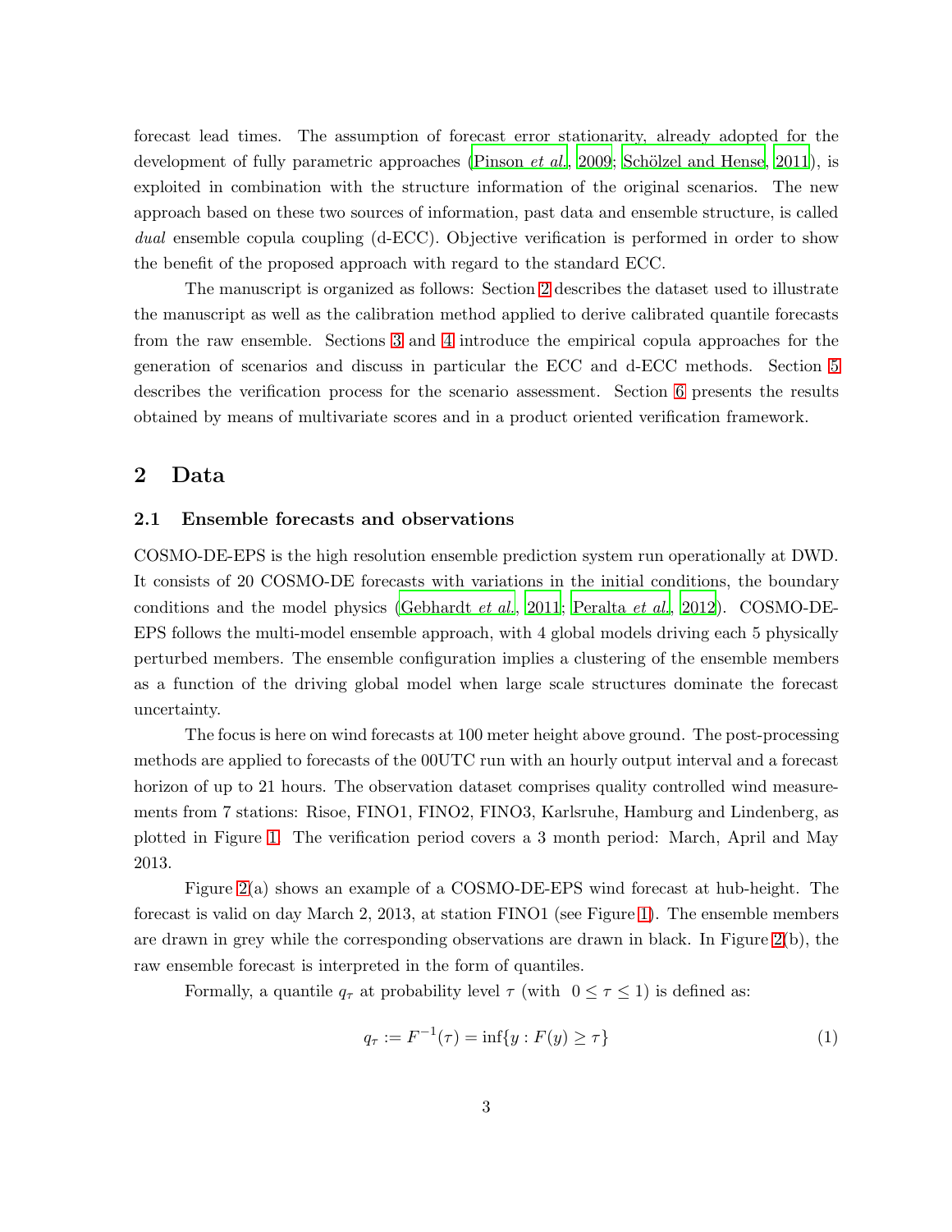forecast lead times. The assumption of forecast error stationarity, already adopted for the development of fully parametric approaches (Pinson *et al.*, 2009; Schölzel and Hense, 2011), is exploited in combination with the structure information of the original scenarios. The new approach based on these two sources of information, past data and ensemble structure, is called *dual* ensemble copula coupling (d-ECC). Objective verification is performed in order to show the benefit of the proposed approach with regard to the standard ECC.

The manuscript is organized as follows: Section 2 describes the dataset used to illustrate the manuscript as well as the calibration method applied to derive calibrated quantile forecasts from the raw ensemble. Sections 3 and 4 introduce the empirical copula approaches for the generation of scenarios and discuss in particular the ECC and d-ECC methods. Section 5 describes the verification process for the scenario assessment. Section 6 presents the results obtained by means of multivariate scores and in a product oriented verification framework.

## 2 Data

### 2.1 Ensemble forecasts and observations

COSMO-DE-EPS is the high resolution ensemble prediction system run operationally at DWD. It consists of 20 COSMO-DE forecasts with variations in the initial conditions, the boundary conditions and the model physics (Gebhardt *et al.*, 2011; Peralta *et al.*, 2012). COSMO-DE-EPS follows the multi-model ensemble approach, with 4 global models driving each 5 physically perturbed members. The ensemble configuration implies a clustering of the ensemble members as a function of the driving global model when large scale structures dominate the forecast uncertainty.

The focus is here on wind forecasts at 100 meter height above ground. The post-processing methods are applied to forecasts of the 00UTC run with an hourly output interval and a forecast horizon of up to 21 hours. The observation dataset comprises quality controlled wind measurements from 7 stations: Risoe, FINO1, FINO2, FINO3, Karlsruhe, Hamburg and Lindenberg, as plotted in Figure 1. The verification period covers a 3 month period: March, April and May 2013.

Figure 2(a) shows an example of a COSMO-DE-EPS wind forecast at hub-height. The forecast is valid on day March 2, 2013, at station FINO1 (see Figure 1). The ensemble members are drawn in grey while the corresponding observations are drawn in black. In Figure 2(b), the raw ensemble forecast is interpreted in the form of quantiles.

Formally, a quantile $q_\tau$ at probability level $\tau$ (with $0 \leq \tau \leq 1$) is defined as:

$$q_\tau := F^{-1}(\tau) = \inf\{y : F(y) \geq \tau\} \tag{1}$$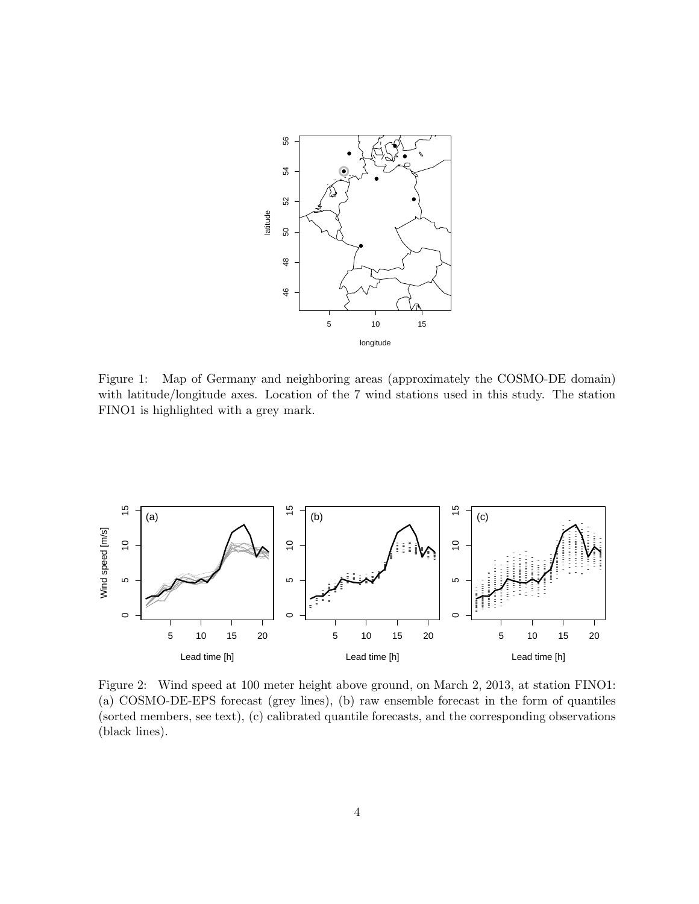Figure 1: Map of Germany and neighboring areas (approximately the COSMO-DE domain) with latitude/longitude axes. Location of the 7 wind stations used in this study. The station FINO1 is highlighted with a grey mark.

Figure 2: Wind speed at 100 meter height above ground, on March 2, 2013, at station FINO1: (a) COSMO-DE-EPS forecast (grey lines), (b) raw ensemble forecast in the form of quantiles (sorted members, see text), (c) calibrated quantile forecasts, and the corresponding observations (black lines).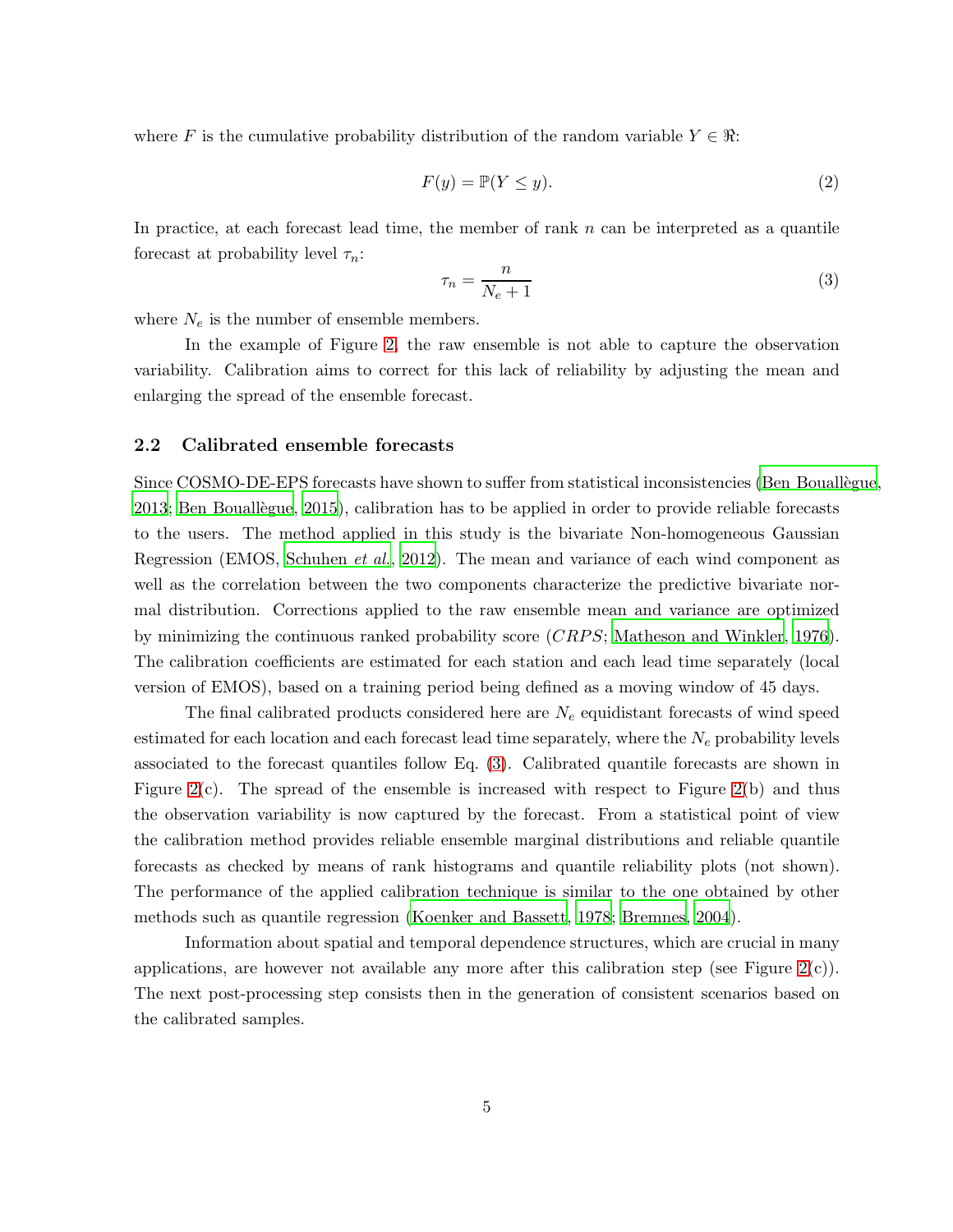where $F$ is the cumulative probability distribution of the random variable $Y \in \Re$:

$$F(y) = \mathbb{P}(Y \leq y). \tag{2}$$

In practice, at each forecast lead time, the member of rank $n$ can be interpreted as a quantile forecast at probability level $\tau_n$:

$$\tau_n = \frac{n}{N_e + 1} \tag{3}$$

where $N_e$ is the number of ensemble members.

In the example of Figure 2, the raw ensemble is not able to capture the observation variability. Calibration aims to correct for this lack of reliability by adjusting the mean and enlarging the spread of the ensemble forecast.

## 2.2 Calibrated ensemble forecasts

Since COSMO-DE-EPS forecasts have shown to suffer from statistical inconsistencies (Ben Bouallègue, 2013; Ben Bouallègue, 2015), calibration has to be applied in order to provide reliable forecasts to the users. The method applied in this study is the bivariate Non-homogeneous Gaussian Regression (EMOS, Schuhen *et al.*, 2012). The mean and variance of each wind component as well as the correlation between the two components characterize the predictive bivariate normal distribution. Corrections applied to the raw ensemble mean and variance are optimized by minimizing the continuous ranked probability score ($CRPS$; Matheson and Winkler, 1976). The calibration coefficients are estimated for each station and each lead time separately (local version of EMOS), based on a training period being defined as a moving window of 45 days.

The final calibrated products considered here are $N_e$ equidistant forecasts of wind speed estimated for each location and each forecast lead time separately, where the $N_e$ probability levels associated to the forecast quantiles follow Eq. (3). Calibrated quantile forecasts are shown in Figure 2(c). The spread of the ensemble is increased with respect to Figure 2(b) and thus the observation variability is now captured by the forecast. From a statistical point of view the calibration method provides reliable ensemble marginal distributions and reliable quantile forecasts as checked by means of rank histograms and quantile reliability plots (not shown). The performance of the applied calibration technique is similar to the one obtained by other methods such as quantile regression (Koenker and Bassett, 1978; Bremnes, 2004).

Information about spatial and temporal dependence structures, which are crucial in many applications, are however not available any more after this calibration step (see Figure 2(c)). The next post-processing step consists then in the generation of consistent scenarios based on the calibrated samples.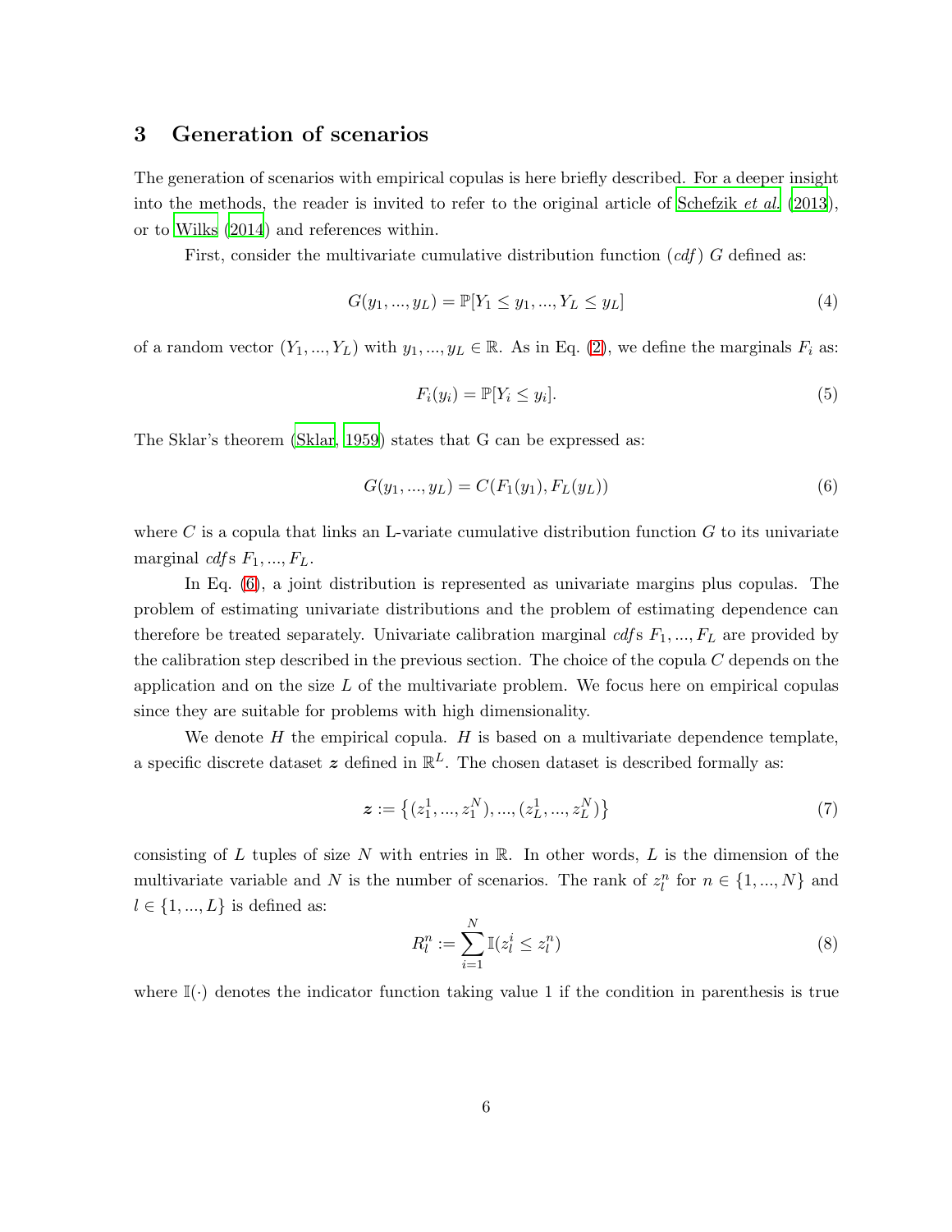## 3 Generation of scenarios

The generation of scenarios with empirical copulas is here briefly described. For a deeper insight into the methods, the reader is invited to refer to the original article of Schefzik *et al.* (2013), or to Wilks (2014) and references within.

First, consider the multivariate cumulative distribution function (*cdf*) $G$ defined as:

$$G(y_1, ..., y_L) = \mathbb{P}[Y_1 \leq y_1, ..., Y_L \leq y_L] \tag{4}$$

of a random vector $(Y_1, ..., Y_L)$ with $y_1, ..., y_L \in \mathbb{R}$. As in Eq. (2), we define the marginals $F_i$ as:

$$F_i(y_i) = \mathbb{P}[Y_i \leq y_i]. \tag{5}$$

The Sklar's theorem (Sklar, 1959) states that G can be expressed as:

$$G(y_1, ..., y_L) = C(F_1(y_1), F_L(y_L)) \tag{6}$$

where $C$ is a copula that links an L-variate cumulative distribution function $G$ to its univariate marginal *cdf*s $F_1, ..., F_L$.

In Eq. (6), a joint distribution is represented as univariate margins plus copulas. The problem of estimating univariate distributions and the problem of estimating dependence can therefore be treated separately. Univariate calibration marginal *cdf*s $F_1, ..., F_L$ are provided by the calibration step described in the previous section. The choice of the copula $C$ depends on the application and on the size $L$ of the multivariate problem. We focus here on empirical copulas since they are suitable for problems with high dimensionality.

We denote $H$ the empirical copula. $H$ is based on a multivariate dependence template, a specific discrete dataset $\boldsymbol{z}$ defined in $\mathbb{R}^L$. The chosen dataset is described formally as:

$$\boldsymbol{z} := \left\{(z_1^1, ..., z_1^N), ..., (z_L^1, ..., z_L^N)\right\} \tag{7}$$

consisting of $L$ tuples of size $N$ with entries in $\mathbb{R}$. In other words, $L$ is the dimension of the multivariate variable and $N$ is the number of scenarios. The rank of $z_l^n$ for $n \in \{1, ..., N\}$ and $l \in \{1, ..., L\}$ is defined as:

$$R_l^n := \sum_{i=1}^{N} \mathbb{I}(z_l^i \leq z_l^n) \tag{8}$$

where $\mathbb{I}(\cdot)$ denotes the indicator function taking value 1 if the condition in parenthesis is true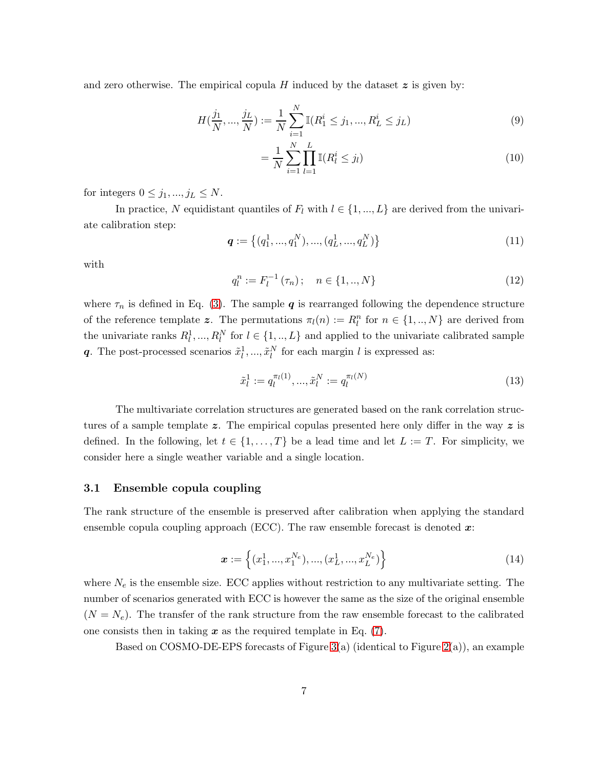and zero otherwise. The empirical copula $H$ induced by the dataset $\boldsymbol{z}$ is given by:

$$H(\frac{j_1}{N}, ..., \frac{j_L}{N}) := \frac{1}{N} \sum_{i=1}^{N} \mathbb{I}(R_1^i \leq j_1, ..., R_L^i \leq j_L) \tag{9}$$

$$= \frac{1}{N} \sum_{i=1}^{N} \prod_{l=1}^{L} \mathbb{I}(R_l^i \leq j_l) \tag{10}$$

for integers $0 \leq j_1, ..., j_L \leq N$.

In practice, $N$ equidistant quantiles of $F_l$ with $l \in \{1, ..., L\}$ are derived from the univariate calibration step:

$$\boldsymbol{q} := \{(q_1^1, ..., q_1^N), ..., (q_L^1, ..., q_L^N)\} \tag{11}$$

with

$$q_l^n := F_l^{-1}(\tau_n); \quad n \in \{1, .., N\} \tag{12}$$

where $\tau_n$ is defined in Eq. (3). The sample $\boldsymbol{q}$ is rearranged following the dependence structure of the reference template $\boldsymbol{z}$. The permutations $\pi_l(n) := R_l^n$ for $n \in \{1, .., N\}$ are derived from the univariate ranks $R_l^1, ..., R_l^N$ for $l \in \{1, .., L\}$ and applied to the univariate calibrated sample $\boldsymbol{q}$. The post-processed scenarios $\tilde{x}_l^1, ..., \tilde{x}_l^N$ for each margin $l$ is expressed as:

$$\tilde{x}_l^1 := q_l^{\pi_l(1)}, ..., \tilde{x}_l^N := q_l^{\pi_l(N)} \tag{13}$$

The multivariate correlation structures are generated based on the rank correlation structures of a sample template $\boldsymbol{z}$. The empirical copulas presented here only differ in the way $\boldsymbol{z}$ is defined. In the following, let $t \in \{1, \ldots, T\}$ be a lead time and let $L := T$. For simplicity, we consider here a single weather variable and a single location.

### 3.1 Ensemble copula coupling

The rank structure of the ensemble is preserved after calibration when applying the standard ensemble copula coupling approach (ECC). The raw ensemble forecast is denoted $\boldsymbol{x}$:

$$\boldsymbol{x} := \left\{(x_1^1, ..., x_1^{N_e}), ..., (x_L^1, ..., x_L^{N_e})\right\} \tag{14}$$

where $N_e$ is the ensemble size. ECC applies without restriction to any multivariate setting. The number of scenarios generated with ECC is however the same as the size of the original ensemble ($N = N_e$). The transfer of the rank structure from the raw ensemble forecast to the calibrated one consists then in taking $\boldsymbol{x}$ as the required template in Eq. (7).

Based on COSMO-DE-EPS forecasts of Figure 3(a) (identical to Figure 2(a)), an example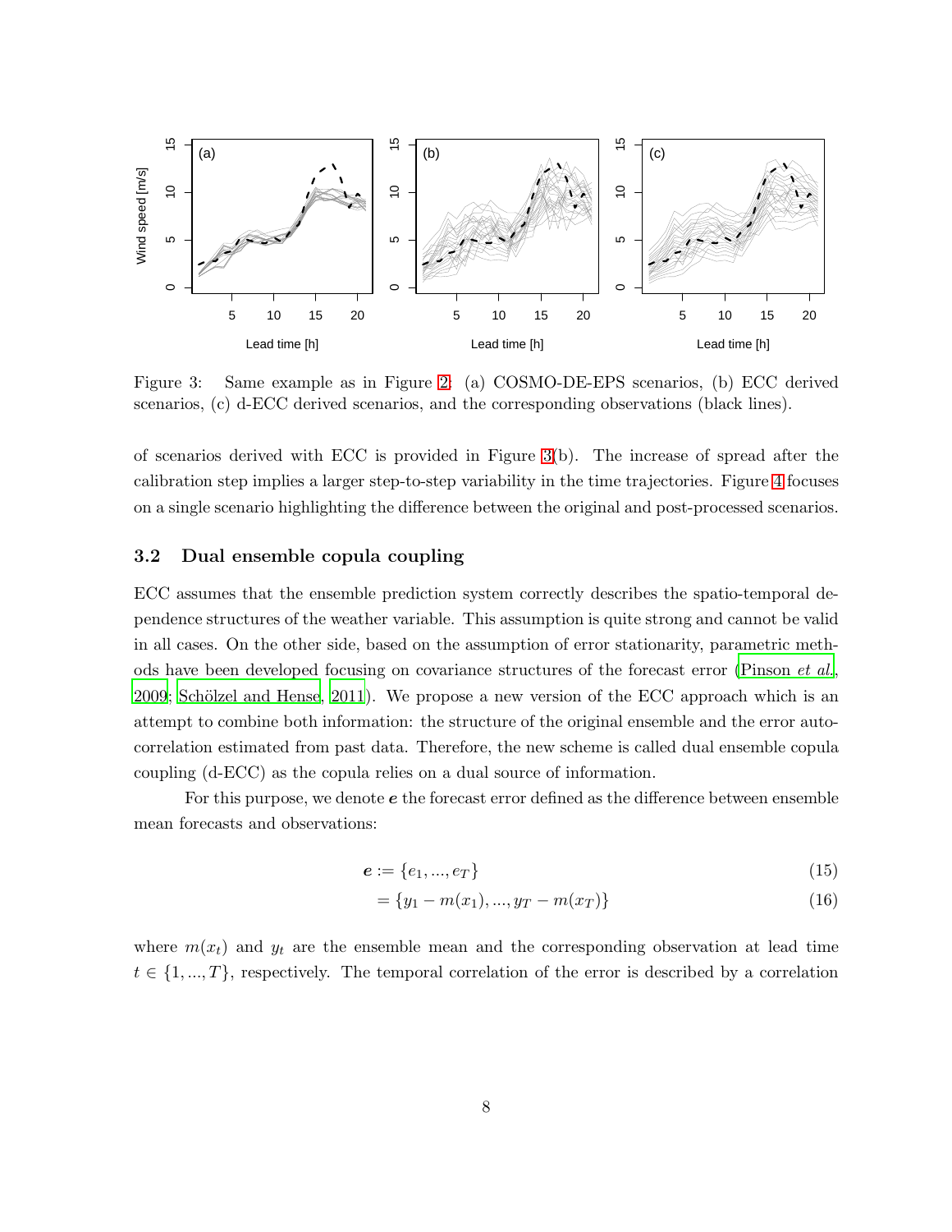Figure 3: Same example as in Figure 2: (a) COSMO-DE-EPS scenarios, (b) ECC derived scenarios, (c) d-ECC derived scenarios, and the corresponding observations (black lines).

of scenarios derived with ECC is provided in Figure 3(b). The increase of spread after the calibration step implies a larger step-to-step variability in the time trajectories. Figure 4 focuses on a single scenario highlighting the difference between the original and post-processed scenarios.

### 3.2 Dual ensemble copula coupling

ECC assumes that the ensemble prediction system correctly describes the spatio-temporal dependence structures of the weather variable. This assumption is quite strong and cannot be valid in all cases. On the other side, based on the assumption of error stationarity, parametric methods have been developed focusing on covariance structures of the forecast error (Pinson *et al.*, 2009; Schölzel and Hense, 2011). We propose a new version of the ECC approach which is an attempt to combine both information: the structure of the original ensemble and the error autocorrelation estimated from past data. Therefore, the new scheme is called dual ensemble copula coupling (d-ECC) as the copula relies on a dual source of information.

For this purpose, we denote $\boldsymbol{e}$ the forecast error defined as the difference between ensemble mean forecasts and observations:

$$\boldsymbol{e} := \{e_1, ..., e_T\} \tag{15}$$

$$= \{y_1 - m(x_1), ..., y_T - m(x_T)\} \tag{16}$$

where $m(x_t)$ and $y_t$ are the ensemble mean and the corresponding observation at lead time $t \in \{1, ..., T\}$, respectively. The temporal correlation of the error is described by a correlation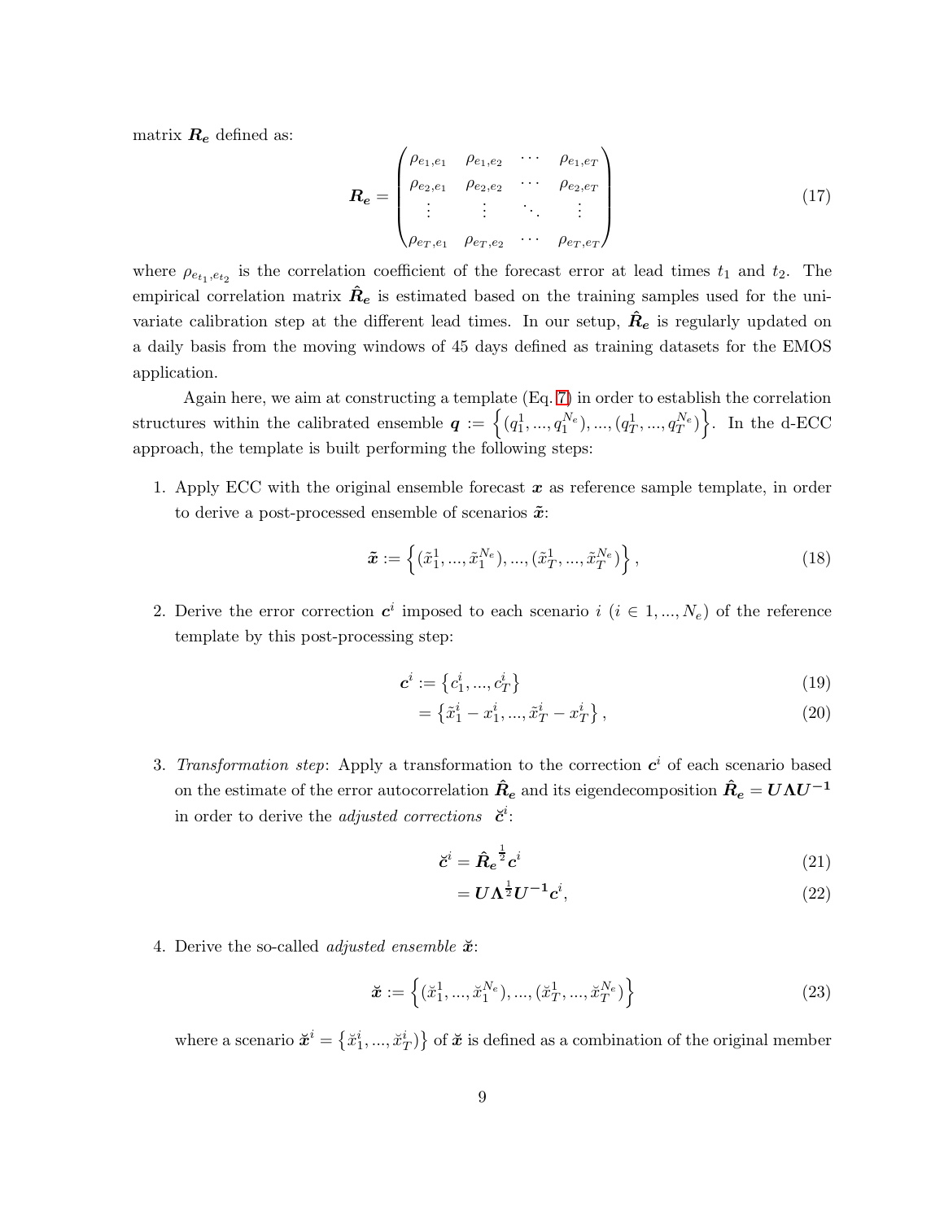matrix $\boldsymbol{R_e}$ defined as:

$$
\boldsymbol{R_e} = \begin{pmatrix} \rho_{e_1,e_1} & \rho_{e_1,e_2} & \cdots & \rho_{e_1,e_T} \\ \rho_{e_2,e_1} & \rho_{e_2,e_2} & \cdots & \rho_{e_2,e_T} \\ \vdots & \vdots & \ddots & \vdots \\ \rho_{e_T,e_1} & \rho_{e_T,e_2} & \cdots & \rho_{e_T,e_T} \end{pmatrix} \tag{17}
$$

where $\rho_{e_{t_1},e_{t_2}}$ is the correlation coefficient of the forecast error at lead times $t_1$ and $t_2$. The empirical correlation matrix $\hat{\boldsymbol{R}}_{\boldsymbol{e}}$ is estimated based on the training samples used for the univariate calibration step at the different lead times. In our setup, $\hat{\boldsymbol{R}}_{\boldsymbol{e}}$ is regularly updated on a daily basis from the moving windows of 45 days defined as training datasets for the EMOS application.

Again here, we aim at constructing a template (Eq. 7) in order to establish the correlation structures within the calibrated ensemble $\boldsymbol{q} := \left\{(q_1^1, ..., q_1^{N_e}), ..., (q_T^1, ..., q_T^{N_e})\right\}$. In the d-ECC approach, the template is built performing the following steps:

1. Apply ECC with the original ensemble forecast $\boldsymbol{x}$ as reference sample template, in order to derive a post-processed ensemble of scenarios $\tilde{\boldsymbol{x}}$:

$$
\tilde{\boldsymbol{x}} := \left\{(\tilde{x}_1^1, ..., \tilde{x}_1^{N_e}), ..., (\tilde{x}_T^1, ..., \tilde{x}_T^{N_e})\right\}, \tag{18}
$$

2. Derive the error correction $\boldsymbol{c}^i$ imposed to each scenario $i$ ($i \in 1, ..., N_e$) of the reference template by this post-processing step:

$$
\begin{align}
\boldsymbol{c}^i &:= \left\{c_1^i, ..., c_T^i\right\} \tag{19} \\
&= \left\{\tilde{x}_1^i - x_1^i, ..., \tilde{x}_T^i - x_T^i\right\}, \tag{20}
\end{align}
$$

3. *Transformation step*: Apply a transformation to the correction $\boldsymbol{c}^i$ of each scenario based on the estimate of the error autocorrelation $\hat{\boldsymbol{R}}_{\boldsymbol{e}}$ and its eigendecomposition $\hat{\boldsymbol{R}}_{\boldsymbol{e}} = \boldsymbol{U\Lambda U^{-1}}$ in order to derive the *adjusted corrections* $\breve{\boldsymbol{c}}^i$:

$$
\begin{align}
\breve{\boldsymbol{c}}^i &= \hat{\boldsymbol{R}}_{\boldsymbol{e}}^{\frac{1}{2}} \boldsymbol{c}^i \tag{21} \\
&= \boldsymbol{U\Lambda^{\frac{1}{2}}U^{-1}} \boldsymbol{c}^i, \tag{22}
\end{align}
$$

4. Derive the so-called *adjusted ensemble* $\breve{\boldsymbol{x}}$:

$$
\breve{\boldsymbol{x}} := \left\{(\breve{x}_1^1, ..., \breve{x}_1^{N_e}), ..., (\breve{x}_T^1, ..., \breve{x}_T^{N_e})\right\} \tag{23}
$$

where a scenario $\breve{\boldsymbol{x}}^i = \left\{\breve{x}_1^i, ..., \breve{x}_T^i)\right\}$ of $\breve{\boldsymbol{x}}$ is defined as a combination of the original member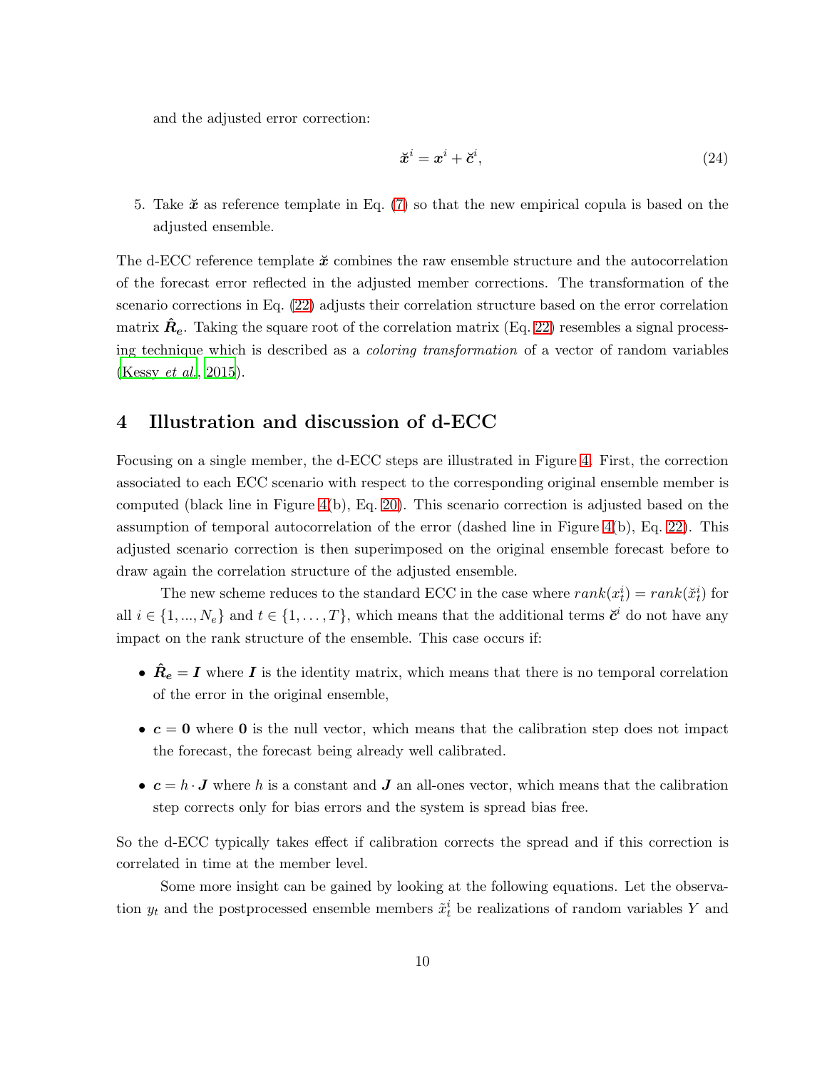and the adjusted error correction:

$$\breve{\boldsymbol{x}}^i = \boldsymbol{x}^i + \breve{\boldsymbol{c}}^i, \tag{24}$$

5. Take $\breve{\boldsymbol{x}}$ as reference template in Eq. (7) so that the new empirical copula is based on the adjusted ensemble.

The d-ECC reference template $\breve{\boldsymbol{x}}$ combines the raw ensemble structure and the autocorrelation of the forecast error reflected in the adjusted member corrections. The transformation of the scenario corrections in Eq. (22) adjusts their correlation structure based on the error correlation matrix $\hat{\boldsymbol{R}}_{\boldsymbol{e}}$. Taking the square root of the correlation matrix (Eq. 22) resembles a signal processing technique which is described as a *coloring transformation* of a vector of random variables (Kessy *et al.*, 2015).

## 4 Illustration and discussion of d-ECC

Focusing on a single member, the d-ECC steps are illustrated in Figure 4. First, the correction associated to each ECC scenario with respect to the corresponding original ensemble member is computed (black line in Figure 4(b), Eq. 20). This scenario correction is adjusted based on the assumption of temporal autocorrelation of the error (dashed line in Figure 4(b), Eq. 22). This adjusted scenario correction is then superimposed on the original ensemble forecast before to draw again the correlation structure of the adjusted ensemble.

The new scheme reduces to the standard ECC in the case where $rank(x_t^i) = rank(\breve{x}_t^i)$ for all $i \in \{1, ..., N_e\}$ and $t \in \{1, \dots, T\}$, which means that the additional terms $\breve{\boldsymbol{c}}^i$ do not have any impact on the rank structure of the ensemble. This case occurs if:

- $\hat{\boldsymbol{R}}_{\boldsymbol{e}} = \boldsymbol{I}$ where $\boldsymbol{I}$ is the identity matrix, which means that there is no temporal correlation of the error in the original ensemble,
- $\boldsymbol{c} = \boldsymbol{0}$ where $\boldsymbol{0}$ is the null vector, which means that the calibration step does not impact the forecast, the forecast being already well calibrated.
- $\boldsymbol{c} = h \cdot \boldsymbol{J}$ where $h$ is a constant and $\boldsymbol{J}$ an all-ones vector, which means that the calibration step corrects only for bias errors and the system is spread bias free.

So the d-ECC typically takes effect if calibration corrects the spread and if this correction is correlated in time at the member level.

Some more insight can be gained by looking at the following equations. Let the observation $y_t$ and the postprocessed ensemble members $\tilde{x}_t^i$ be realizations of random variables $Y$ and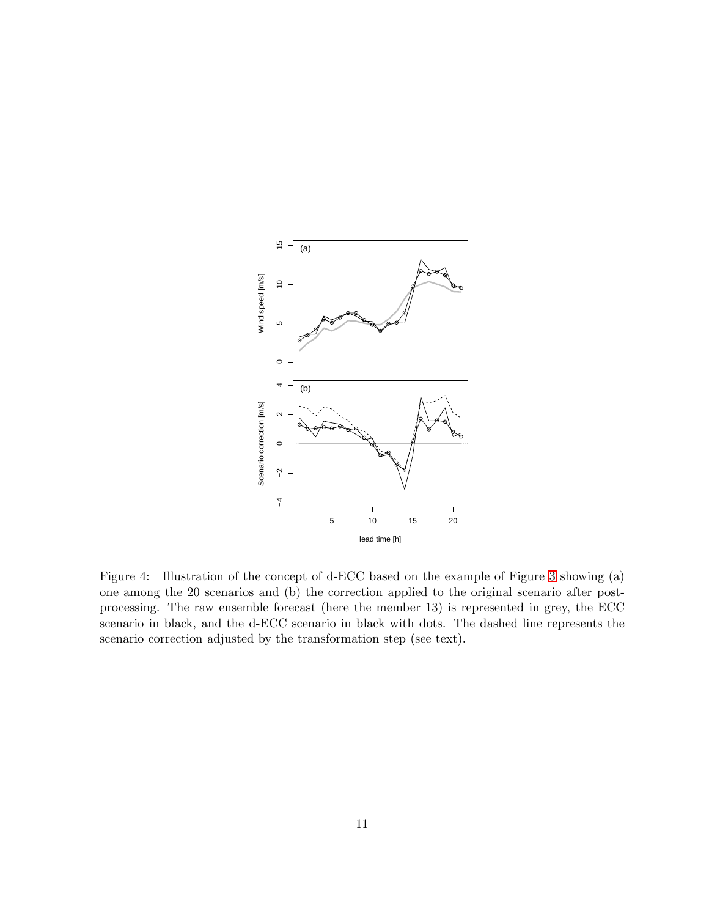Figure 4: Illustration of the concept of d-ECC based on the example of Figure 3 showing (a) one among the 20 scenarios and (b) the correction applied to the original scenario after post-processing. The raw ensemble forecast (here the member 13) is represented in grey, the ECC scenario in black, and the d-ECC scenario in black with dots. The dashed line represents the scenario correction adjusted by the transformation step (see text).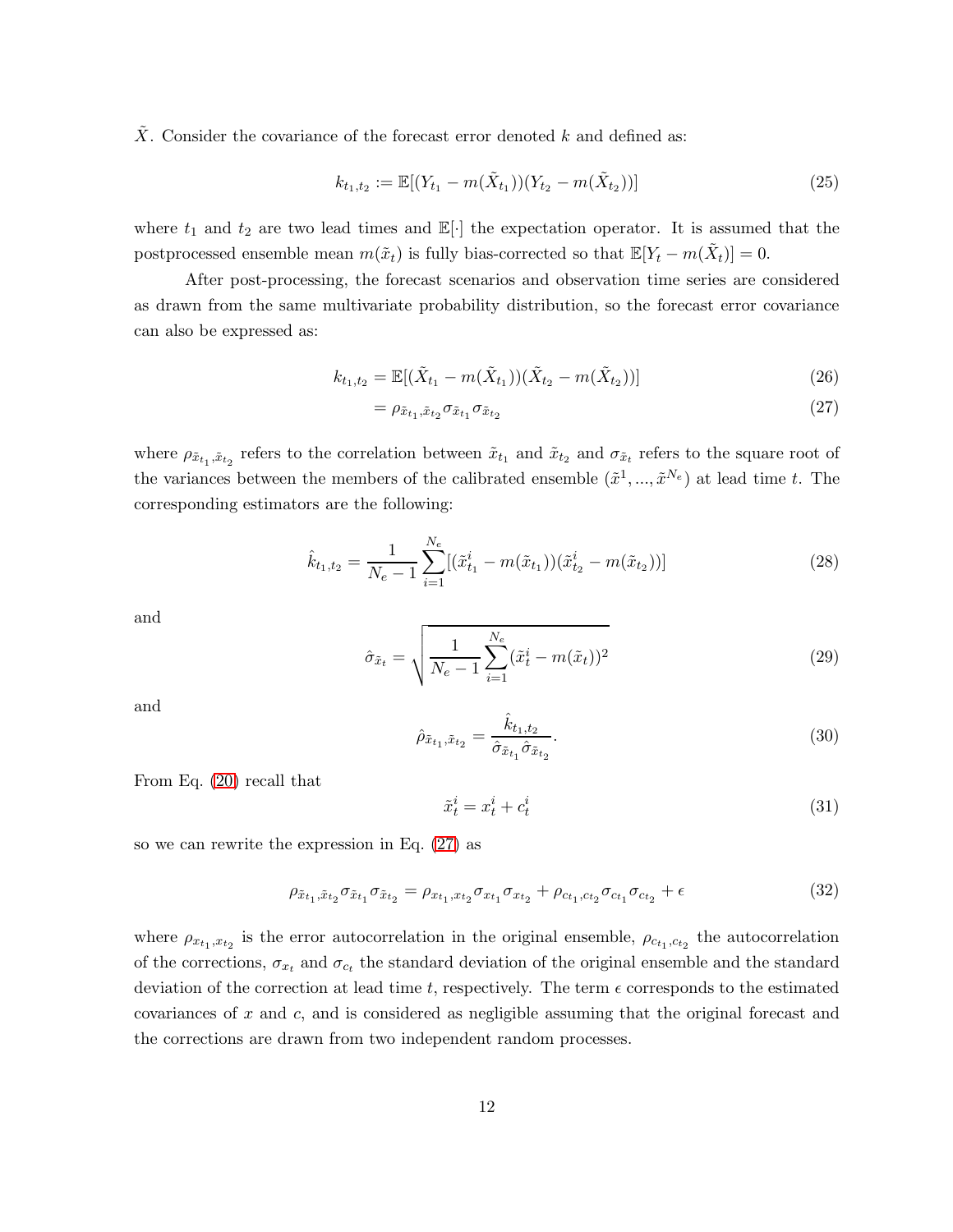$\tilde{X}$. Consider the covariance of the forecast error denoted $k$ and defined as:

$$k_{t_1,t_2} := \mathbb{E}[(Y_{t_1} - m(\tilde{X}_{t_1}))(Y_{t_2} - m(\tilde{X}_{t_2}))] \tag{25}$$

where $t_1$ and $t_2$ are two lead times and $\mathbb{E}[\cdot]$ the expectation operator. It is assumed that the postprocessed ensemble mean $m(\tilde{x}_t)$ is fully bias-corrected so that $\mathbb{E}[Y_t - m(\tilde{X}_t)] = 0$.

After post-processing, the forecast scenarios and observation time series are considered as drawn from the same multivariate probability distribution, so the forecast error covariance can also be expressed as:

$$k_{t_1,t_2} = \mathbb{E}[(\tilde{X}_{t_1} - m(\tilde{X}_{t_1}))(\tilde{X}_{t_2} - m(\tilde{X}_{t_2}))] \tag{26}$$

$$= \rho_{\tilde{x}_{t_1},\tilde{x}_{t_2}} \sigma_{\tilde{x}_{t_1}} \sigma_{\tilde{x}_{t_2}} \tag{27}$$

where $\rho_{\tilde{x}_{t_1},\tilde{x}_{t_2}}$ refers to the correlation between $\tilde{x}_{t_1}$ and $\tilde{x}_{t_2}$ and $\sigma_{\tilde{x}_t}$ refers to the square root of the variances between the members of the calibrated ensemble $(\tilde{x}^1, ..., \tilde{x}^{N_e})$ at lead time $t$. The corresponding estimators are the following:

$$\hat{k}_{t_1,t_2} = \frac{1}{N_e - 1} \sum_{i=1}^{N_e} [(\tilde{x}^i_{t_1} - m(\tilde{x}_{t_1}))(\tilde{x}^i_{t_2} - m(\tilde{x}_{t_2}))] \tag{28}$$

and

$$\hat{\sigma}_{\tilde{x}_t} = \sqrt{\frac{1}{N_e - 1} \sum_{i=1}^{N_e} (\tilde{x}^i_t - m(\tilde{x}_t))^2} \tag{29}$$

and

$$\hat{\rho}_{\tilde{x}_{t_1},\tilde{x}_{t_2}} = \frac{\hat{k}_{t_1,t_2}}{\hat{\sigma}_{\tilde{x}_{t_1}} \hat{\sigma}_{\tilde{x}_{t_2}}}. \tag{30}$$

From Eq. (20) recall that

$$\tilde{x}^i_t = x^i_t + c^i_t \tag{31}$$

so we can rewrite the expression in Eq. (27) as

$$\rho_{\tilde{x}_{t_1},\tilde{x}_{t_2}} \sigma_{\tilde{x}_{t_1}} \sigma_{\tilde{x}_{t_2}} = \rho_{x_{t_1},x_{t_2}} \sigma_{x_{t_1}} \sigma_{x_{t_2}} + \rho_{c_{t_1},c_{t_2}} \sigma_{c_{t_1}} \sigma_{c_{t_2}} + \epsilon \tag{32}$$

where $\rho_{x_{t_1},x_{t_2}}$ is the error autocorrelation in the original ensemble, $\rho_{c_{t_1},c_{t_2}}$ the autocorrelation of the corrections, $\sigma_{x_t}$ and $\sigma_{c_t}$ the standard deviation of the original ensemble and the standard deviation of the correction at lead time $t$, respectively. The term $\epsilon$ corresponds to the estimated covariances of $x$ and $c$, and is considered as negligible assuming that the original forecast and the corrections are drawn from two independent random processes.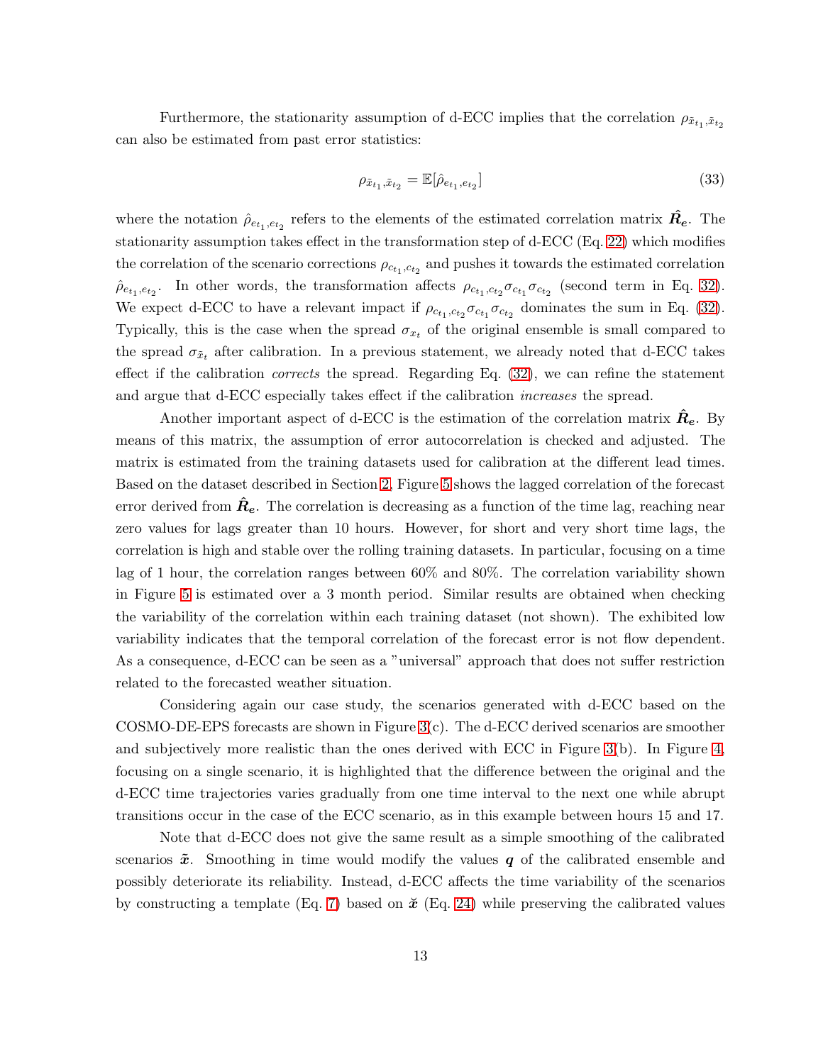Furthermore, the stationarity assumption of d-ECC implies that the correlation $\rho_{\tilde{x}_{t_1},\tilde{x}_{t_2}}$ can also be estimated from past error statistics:

$$\rho_{\tilde{x}_{t_1},\tilde{x}_{t_2}} = \mathbb{E}[\hat{\rho}_{e_{t_1},e_{t_2}}] \tag{33}$$

where the notation $\hat{\rho}_{e_{t_1},e_{t_2}}$ refers to the elements of the estimated correlation matrix $\hat{\boldsymbol{R}}_{\boldsymbol{e}}$. The stationarity assumption takes effect in the transformation step of d-ECC (Eq. 22) which modifies the correlation of the scenario corrections $\rho_{c_{t_1},c_{t_2}}$ and pushes it towards the estimated correlation $\hat{\rho}_{e_{t_1},e_{t_2}}$. In other words, the transformation affects $\rho_{c_{t_1},c_{t_2}}\sigma_{c_{t_1}}\sigma_{c_{t_2}}$ (second term in Eq. 32). We expect d-ECC to have a relevant impact if $\rho_{c_{t_1},c_{t_2}}\sigma_{c_{t_1}}\sigma_{c_{t_2}}$ dominates the sum in Eq. (32). Typically, this is the case when the spread $\sigma_{x_t}$ of the original ensemble is small compared to the spread $\sigma_{\tilde{x}_t}$ after calibration. In a previous statement, we already noted that d-ECC takes effect if the calibration *corrects* the spread. Regarding Eq. (32), we can refine the statement and argue that d-ECC especially takes effect if the calibration *increases* the spread.

Another important aspect of d-ECC is the estimation of the correlation matrix $\hat{\boldsymbol{R}}_{\boldsymbol{e}}$. By means of this matrix, the assumption of error autocorrelation is checked and adjusted. The matrix is estimated from the training datasets used for calibration at the different lead times. Based on the dataset described in Section 2, Figure 5 shows the lagged correlation of the forecast error derived from $\hat{\boldsymbol{R}}_{\boldsymbol{e}}$. The correlation is decreasing as a function of the time lag, reaching near zero values for lags greater than 10 hours. However, for short and very short time lags, the correlation is high and stable over the rolling training datasets. In particular, focusing on a time lag of 1 hour, the correlation ranges between 60% and 80%. The correlation variability shown in Figure 5 is estimated over a 3 month period. Similar results are obtained when checking the variability of the correlation within each training dataset (not shown). The exhibited low variability indicates that the temporal correlation of the forecast error is not flow dependent. As a consequence, d-ECC can be seen as a "universal" approach that does not suffer restriction related to the forecasted weather situation.

Considering again our case study, the scenarios generated with d-ECC based on the COSMO-DE-EPS forecasts are shown in Figure 3(c). The d-ECC derived scenarios are smoother and subjectively more realistic than the ones derived with ECC in Figure 3(b). In Figure 4, focusing on a single scenario, it is highlighted that the difference between the original and the d-ECC time trajectories varies gradually from one time interval to the next one while abrupt transitions occur in the case of the ECC scenario, as in this example between hours 15 and 17.

Note that d-ECC does not give the same result as a simple smoothing of the calibrated scenarios $\tilde{\boldsymbol{x}}$. Smoothing in time would modify the values $\boldsymbol{q}$ of the calibrated ensemble and possibly deteriorate its reliability. Instead, d-ECC affects the time variability of the scenarios by constructing a template (Eq. 7) based on $\breve{\boldsymbol{x}}$ (Eq. 24) while preserving the calibrated values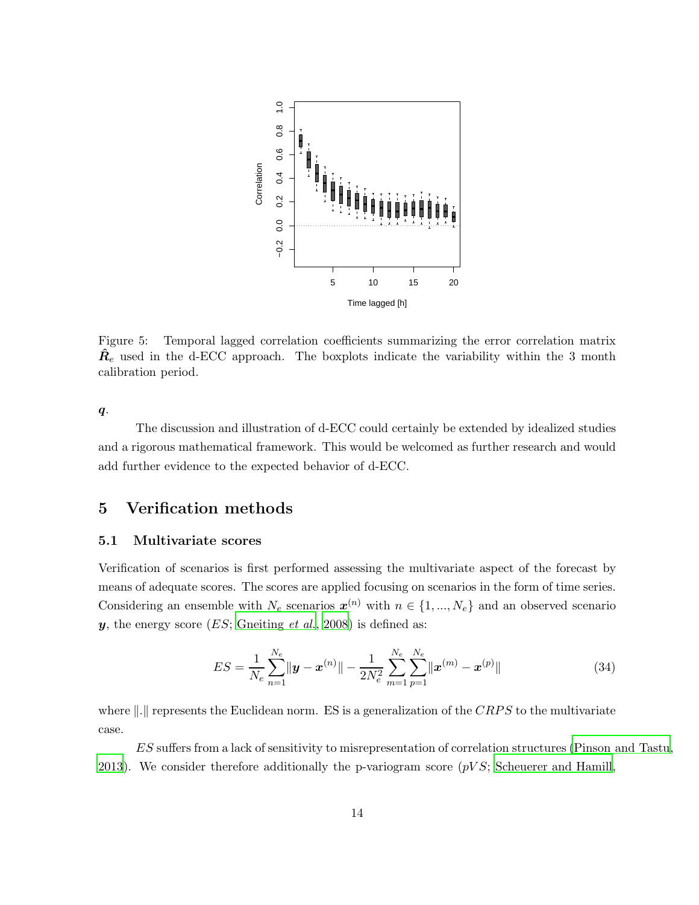Figure 5: Temporal lagged correlation coefficients summarizing the error correlation matrix $\hat{\boldsymbol{R}}_e$ used in the d-ECC approach. The boxplots indicate the variability within the 3 month calibration period.

$\boldsymbol{q}$.

The discussion and illustration of d-ECC could certainly be extended by idealized studies and a rigorous mathematical framework. This would be welcomed as further research and would add further evidence to the expected behavior of d-ECC.

## 5 Verification methods

### 5.1 Multivariate scores

Verification of scenarios is first performed assessing the multivariate aspect of the forecast by means of adequate scores. The scores are applied focusing on scenarios in the form of time series. Considering an ensemble with $N_e$ scenarios $\boldsymbol{x}^{(n)}$ with $n \in \{1, ..., N_e\}$ and an observed scenario $\boldsymbol{y}$, the energy score ($ES$; Gneiting *et al.*, 2008) is defined as:

$$ES = \frac{1}{N_e} \sum_{n=1}^{N_e} \|\boldsymbol{y} - \boldsymbol{x}^{(n)}\| - \frac{1}{2N_e^2} \sum_{m=1}^{N_e} \sum_{p=1}^{N_e} \|\boldsymbol{x}^{(m)} - \boldsymbol{x}^{(p)}\| \tag{34}$$

where $\|.\|$ represents the Euclidean norm. ES is a generalization of the $CRPS$ to the multivariate case.

$ES$ suffers from a lack of sensitivity to misrepresentation of correlation structures (Pinson and Tastu, 2013). We consider therefore additionally the p-variogram score ($pVS$; Scheuerer and Hamill,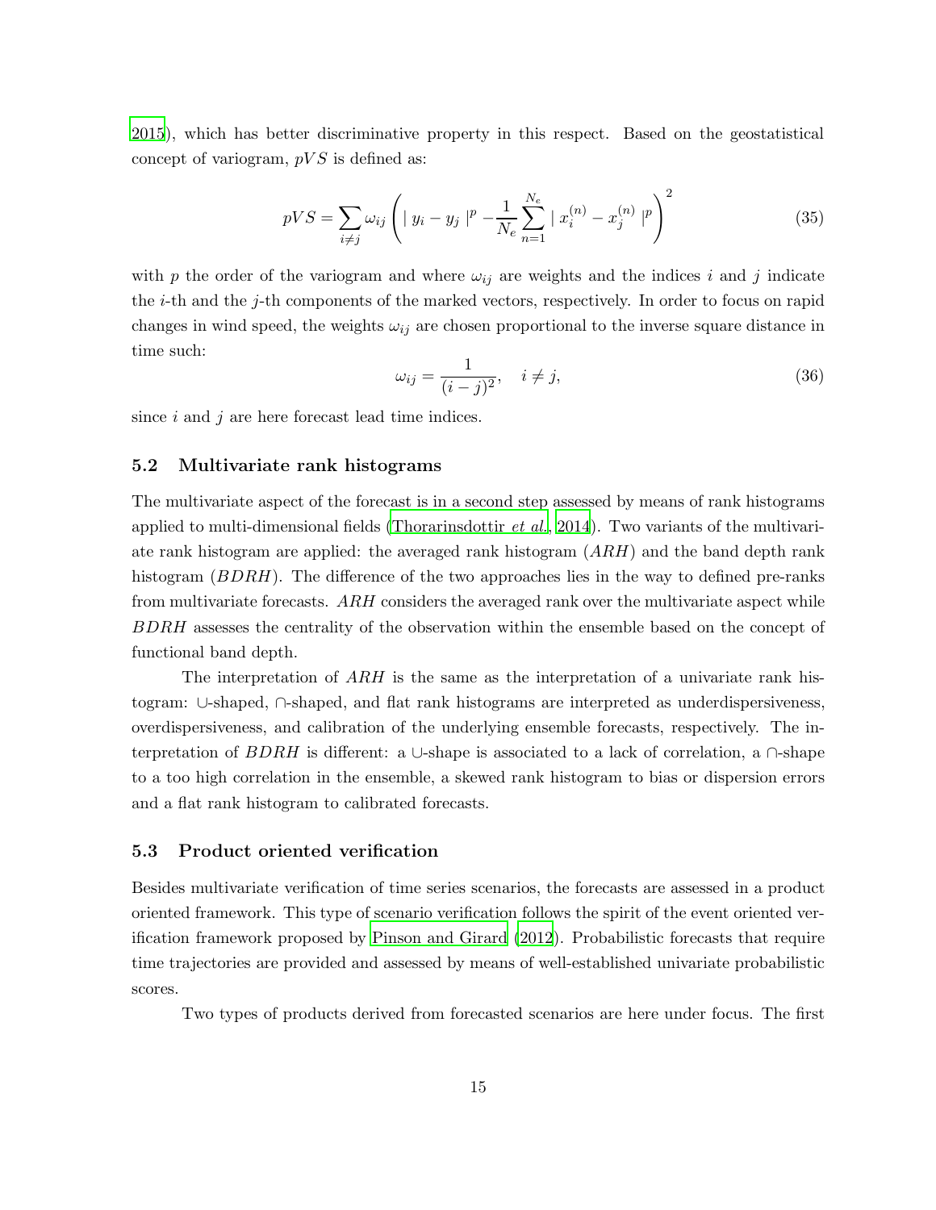2015), which has better discriminative property in this respect. Based on the geostatistical concept of variogram, $pVS$ is defined as:

$$pVS = \sum_{i \neq j} \omega_{ij} \left( \mid y_i - y_j \mid^p - \frac{1}{N_e} \sum_{n=1}^{N_e} \mid x_i^{(n)} - x_j^{(n)} \mid^p \right)^2 \tag{35}$$

with $p$ the order of the variogram and where $\omega_{ij}$ are weights and the indices $i$ and $j$ indicate the $i$-th and the $j$-th components of the marked vectors, respectively. In order to focus on rapid changes in wind speed, the weights $\omega_{ij}$ are chosen proportional to the inverse square distance in time such:

$$\omega_{ij} = \frac{1}{(i-j)^2}, \quad i \neq j, \tag{36}$$

since $i$ and $j$ are here forecast lead time indices.

## 5.2 Multivariate rank histograms

The multivariate aspect of the forecast is in a second step assessed by means of rank histograms applied to multi-dimensional fields (Thorarinsdottir *et al.*, 2014). Two variants of the multivariate rank histogram are applied: the averaged rank histogram ($ARH$) and the band depth rank histogram ($BDRH$). The difference of the two approaches lies in the way to defined pre-ranks from multivariate forecasts. $ARH$ considers the averaged rank over the multivariate aspect while $BDRH$ assesses the centrality of the observation within the ensemble based on the concept of functional band depth.

The interpretation of $ARH$ is the same as the interpretation of a univariate rank histogram: ∪-shaped, ∩-shaped, and flat rank histograms are interpreted as underdispersiveness, overdispersiveness, and calibration of the underlying ensemble forecasts, respectively. The interpretation of $BDRH$ is different: a ∪-shape is associated to a lack of correlation, a ∩-shape to a too high correlation in the ensemble, a skewed rank histogram to bias or dispersion errors and a flat rank histogram to calibrated forecasts.

## 5.3 Product oriented verification

Besides multivariate verification of time series scenarios, the forecasts are assessed in a product oriented framework. This type of scenario verification follows the spirit of the event oriented verification framework proposed by Pinson and Girard (2012). Probabilistic forecasts that require time trajectories are provided and assessed by means of well-established univariate probabilistic scores.

Two types of products derived from forecasted scenarios are here under focus. The first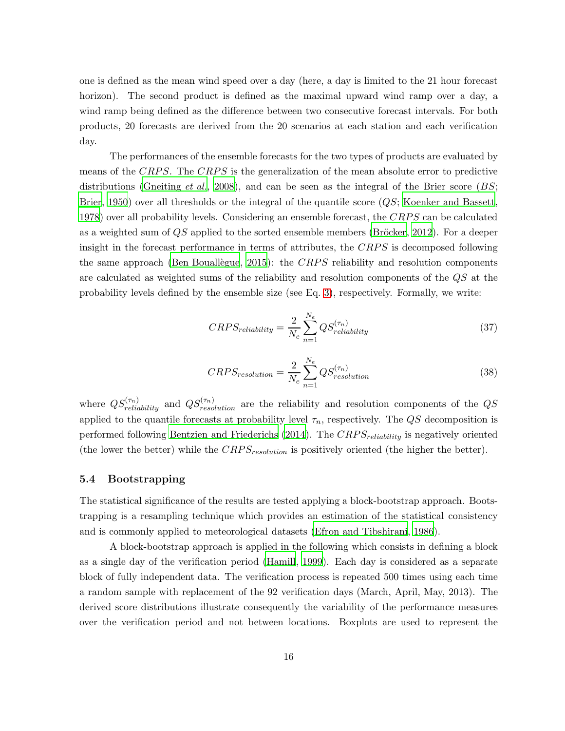one is defined as the mean wind speed over a day (here, a day is limited to the 21 hour forecast horizon). The second product is defined as the maximal upward wind ramp over a day, a wind ramp being defined as the difference between two consecutive forecast intervals. For both products, 20 forecasts are derived from the 20 scenarios at each station and each verification day.

The performances of the ensemble forecasts for the two types of products are evaluated by means of the $CRPS$. The $CRPS$ is the generalization of the mean absolute error to predictive distributions (Gneiting *et al.*, 2008), and can be seen as the integral of the Brier score ($BS$; Brier, 1950) over all thresholds or the integral of the quantile score ($QS$; Koenker and Bassett, 1978) over all probability levels. Considering an ensemble forecast, the $CRPS$ can be calculated as a weighted sum of $QS$ applied to the sorted ensemble members (Bröcker, 2012). For a deeper insight in the forecast performance in terms of attributes, the $CRPS$ is decomposed following the same approach (Ben Bouallègue, 2015): the $CRPS$ reliability and resolution components are calculated as weighted sums of the reliability and resolution components of the $QS$ at the probability levels defined by the ensemble size (see Eq. 3), respectively. Formally, we write:

$$CRPS_{reliability} = \frac{2}{N_e} \sum_{n=1}^{N_e} QS^{(\tau_n)}_{reliability} \tag{37}$$

$$CRPS_{resolution} = \frac{2}{N_e} \sum_{n=1}^{N_e} QS^{(\tau_n)}_{resolution} \tag{38}$$

where $QS^{(\tau_n)}_{reliability}$ and $QS^{(\tau_n)}_{resolution}$ are the reliability and resolution components of the $QS$ applied to the quantile forecasts at probability level $\tau_n$, respectively. The $QS$ decomposition is performed following Bentzien and Friederichs (2014). The $CRPS_{reliability}$ is negatively oriented (the lower the better) while the $CRPS_{resolution}$ is positively oriented (the higher the better).

### 5.4 Bootstrapping

The statistical significance of the results are tested applying a block-bootstrap approach. Bootstrapping is a resampling technique which provides an estimation of the statistical consistency and is commonly applied to meteorological datasets (Efron and Tibshirani, 1986).

A block-bootstrap approach is applied in the following which consists in defining a block as a single day of the verification period (Hamill, 1999). Each day is considered as a separate block of fully independent data. The verification process is repeated 500 times using each time a random sample with replacement of the 92 verification days (March, April, May, 2013). The derived score distributions illustrate consequently the variability of the performance measures over the verification period and not between locations. Boxplots are used to represent the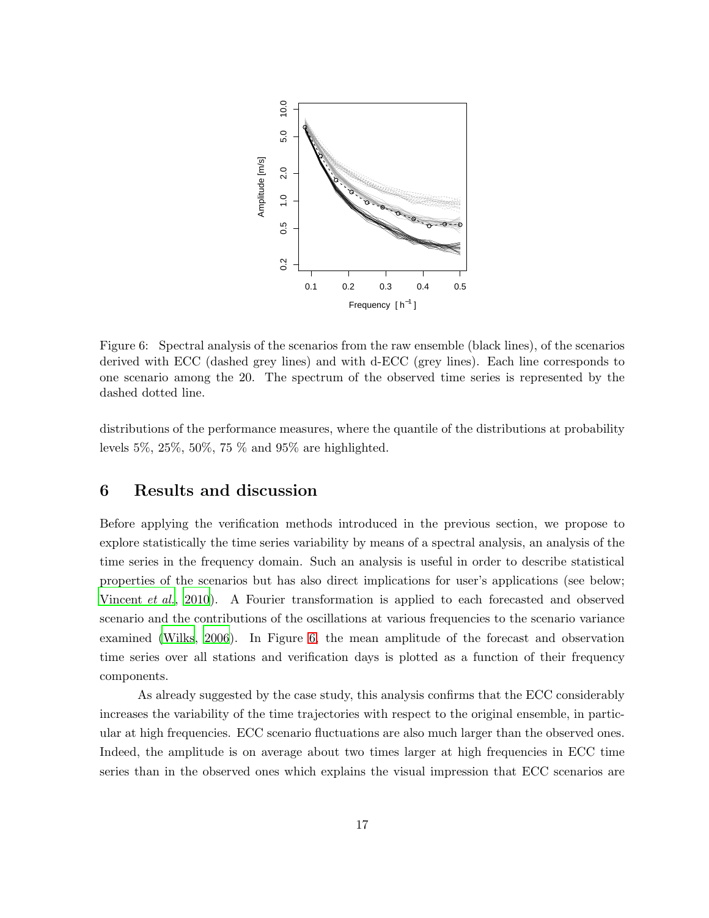Figure 6: Spectral analysis of the scenarios from the raw ensemble (black lines), of the scenarios derived with ECC (dashed grey lines) and with d-ECC (grey lines). Each line corresponds to one scenario among the 20. The spectrum of the observed time series is represented by the dashed dotted line.

distributions of the performance measures, where the quantile of the distributions at probability levels 5%, 25%, 50%, 75 % and 95% are highlighted.

## 6 Results and discussion

Before applying the verification methods introduced in the previous section, we propose to explore statistically the time series variability by means of a spectral analysis, an analysis of the time series in the frequency domain. Such an analysis is useful in order to describe statistical properties of the scenarios but has also direct implications for user's applications (see below; Vincent *et al.*, 2010). A Fourier transformation is applied to each forecasted and observed scenario and the contributions of the oscillations at various frequencies to the scenario variance examined (Wilks, 2006). In Figure 6, the mean amplitude of the forecast and observation time series over all stations and verification days is plotted as a function of their frequency components.

As already suggested by the case study, this analysis confirms that the ECC considerably increases the variability of the time trajectories with respect to the original ensemble, in particular at high frequencies. ECC scenario fluctuations are also much larger than the observed ones. Indeed, the amplitude is on average about two times larger at high frequencies in ECC time series than in the observed ones which explains the visual impression that ECC scenarios are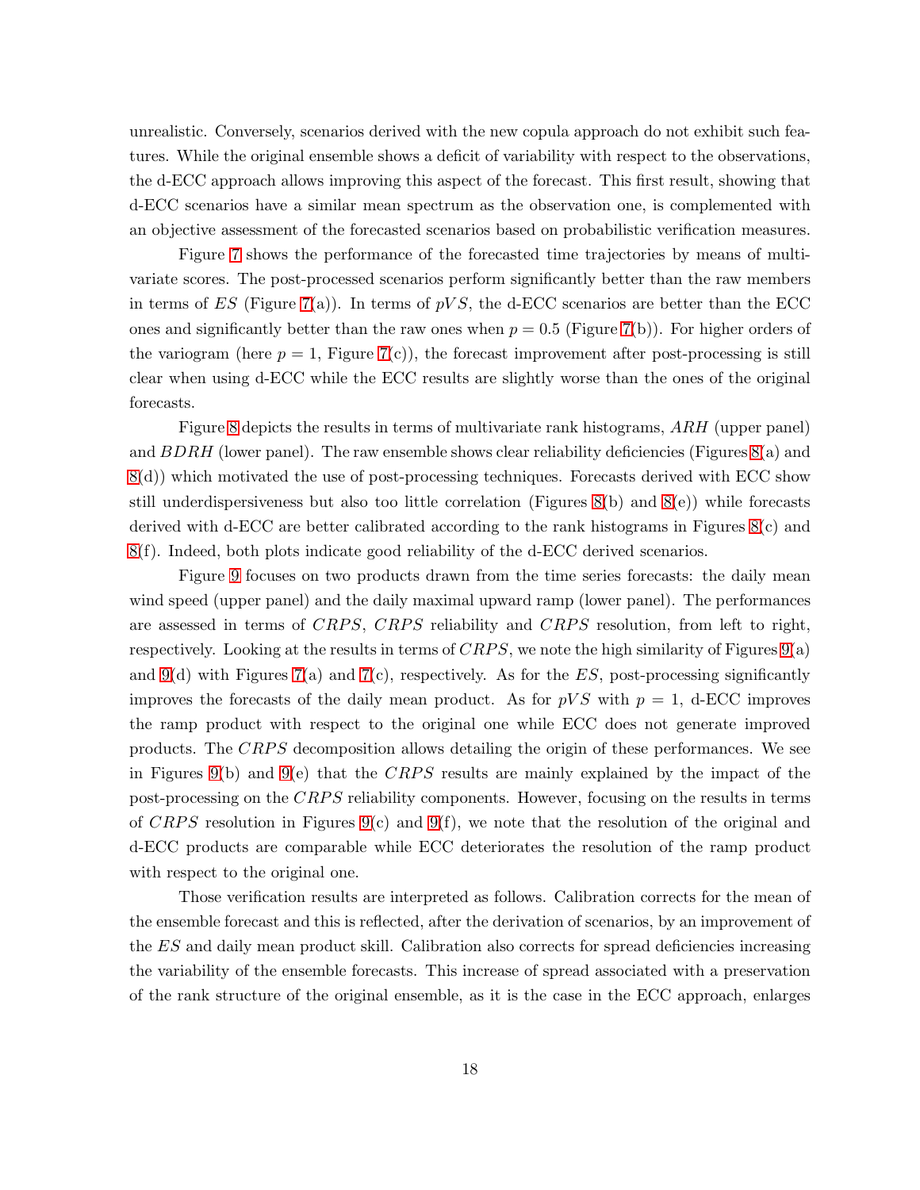unrealistic. Conversely, scenarios derived with the new copula approach do not exhibit such features. While the original ensemble shows a deficit of variability with respect to the observations, the d-ECC approach allows improving this aspect of the forecast. This first result, showing that d-ECC scenarios have a similar mean spectrum as the observation one, is complemented with an objective assessment of the forecasted scenarios based on probabilistic verification measures.

Figure 7 shows the performance of the forecasted time trajectories by means of multivariate scores. The post-processed scenarios perform significantly better than the raw members in terms of $ES$ (Figure 7(a)). In terms of $pVS$, the d-ECC scenarios are better than the ECC ones and significantly better than the raw ones when $p = 0.5$ (Figure 7(b)). For higher orders of the variogram (here $p = 1$, Figure 7(c)), the forecast improvement after post-processing is still clear when using d-ECC while the ECC results are slightly worse than the ones of the original forecasts.

Figure 8 depicts the results in terms of multivariate rank histograms, $ARH$ (upper panel) and $BDRH$ (lower panel). The raw ensemble shows clear reliability deficiencies (Figures 8(a) and 8(d)) which motivated the use of post-processing techniques. Forecasts derived with ECC show still underdispersiveness but also too little correlation (Figures 8(b) and 8(e)) while forecasts derived with d-ECC are better calibrated according to the rank histograms in Figures 8(c) and 8(f). Indeed, both plots indicate good reliability of the d-ECC derived scenarios.

Figure 9 focuses on two products drawn from the time series forecasts: the daily mean wind speed (upper panel) and the daily maximal upward ramp (lower panel). The performances are assessed in terms of $CRPS$, $CRPS$ reliability and $CRPS$ resolution, from left to right, respectively. Looking at the results in terms of $CRPS$, we note the high similarity of Figures 9(a) and 9(d) with Figures 7(a) and 7(c), respectively. As for the $ES$, post-processing significantly improves the forecasts of the daily mean product. As for $pVS$ with $p = 1$, d-ECC improves the ramp product with respect to the original one while ECC does not generate improved products. The $CRPS$ decomposition allows detailing the origin of these performances. We see in Figures 9(b) and 9(e) that the $CRPS$ results are mainly explained by the impact of the post-processing on the $CRPS$ reliability components. However, focusing on the results in terms of $CRPS$ resolution in Figures 9(c) and 9(f), we note that the resolution of the original and d-ECC products are comparable while ECC deteriorates the resolution of the ramp product with respect to the original one.

Those verification results are interpreted as follows. Calibration corrects for the mean of the ensemble forecast and this is reflected, after the derivation of scenarios, by an improvement of the $ES$ and daily mean product skill. Calibration also corrects for spread deficiencies increasing the variability of the ensemble forecasts. This increase of spread associated with a preservation of the rank structure of the original ensemble, as it is the case in the ECC approach, enlarges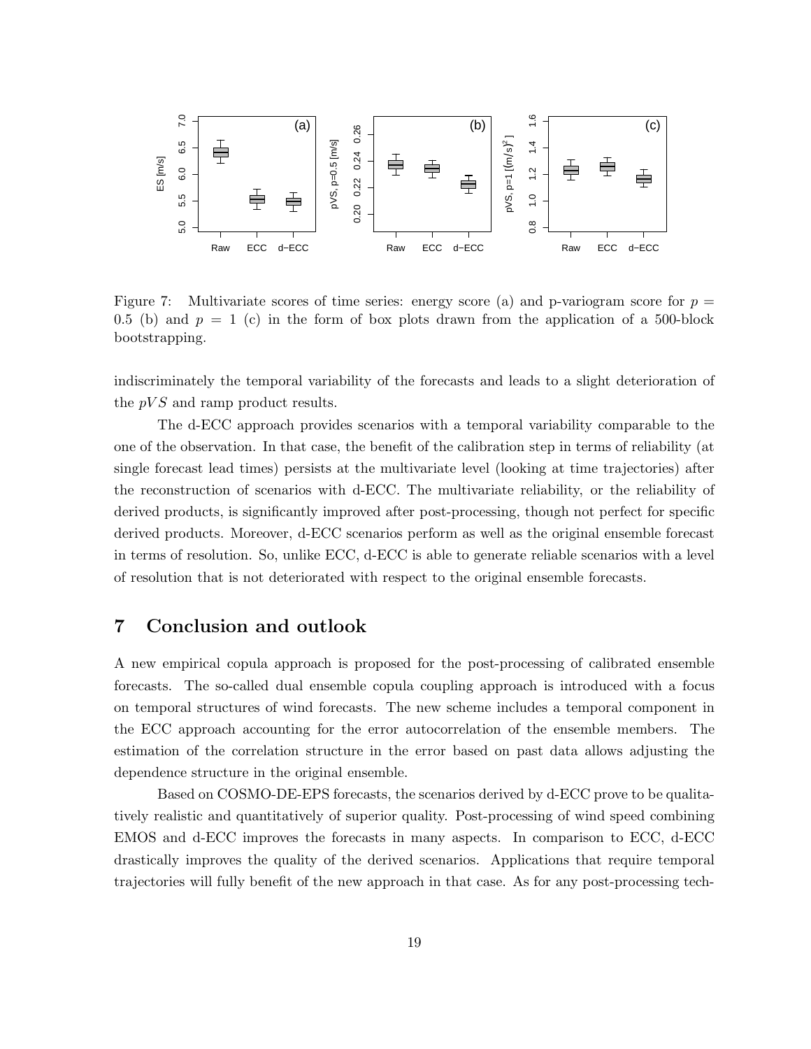Figure 7: Multivariate scores of time series: energy score (a) and p-variogram score for $p = 0.5$ (b) and $p = 1$ (c) in the form of box plots drawn from the application of a 500-block bootstrapping.

indiscriminately the temporal variability of the forecasts and leads to a slight deterioration of the $pVS$ and ramp product results.

The d-ECC approach provides scenarios with a temporal variability comparable to the one of the observation. In that case, the benefit of the calibration step in terms of reliability (at single forecast lead times) persists at the multivariate level (looking at time trajectories) after the reconstruction of scenarios with d-ECC. The multivariate reliability, or the reliability of derived products, is significantly improved after post-processing, though not perfect for specific derived products. Moreover, d-ECC scenarios perform as well as the original ensemble forecast in terms of resolution. So, unlike ECC, d-ECC is able to generate reliable scenarios with a level of resolution that is not deteriorated with respect to the original ensemble forecasts.

## 7 Conclusion and outlook

A new empirical copula approach is proposed for the post-processing of calibrated ensemble forecasts. The so-called dual ensemble copula coupling approach is introduced with a focus on temporal structures of wind forecasts. The new scheme includes a temporal component in the ECC approach accounting for the error autocorrelation of the ensemble members. The estimation of the correlation structure in the error based on past data allows adjusting the dependence structure in the original ensemble.

Based on COSMO-DE-EPS forecasts, the scenarios derived by d-ECC prove to be qualitatively realistic and quantitatively of superior quality. Post-processing of wind speed combining EMOS and d-ECC improves the forecasts in many aspects. In comparison to ECC, d-ECC drastically improves the quality of the derived scenarios. Applications that require temporal trajectories will fully benefit of the new approach in that case. As for any post-processing tech-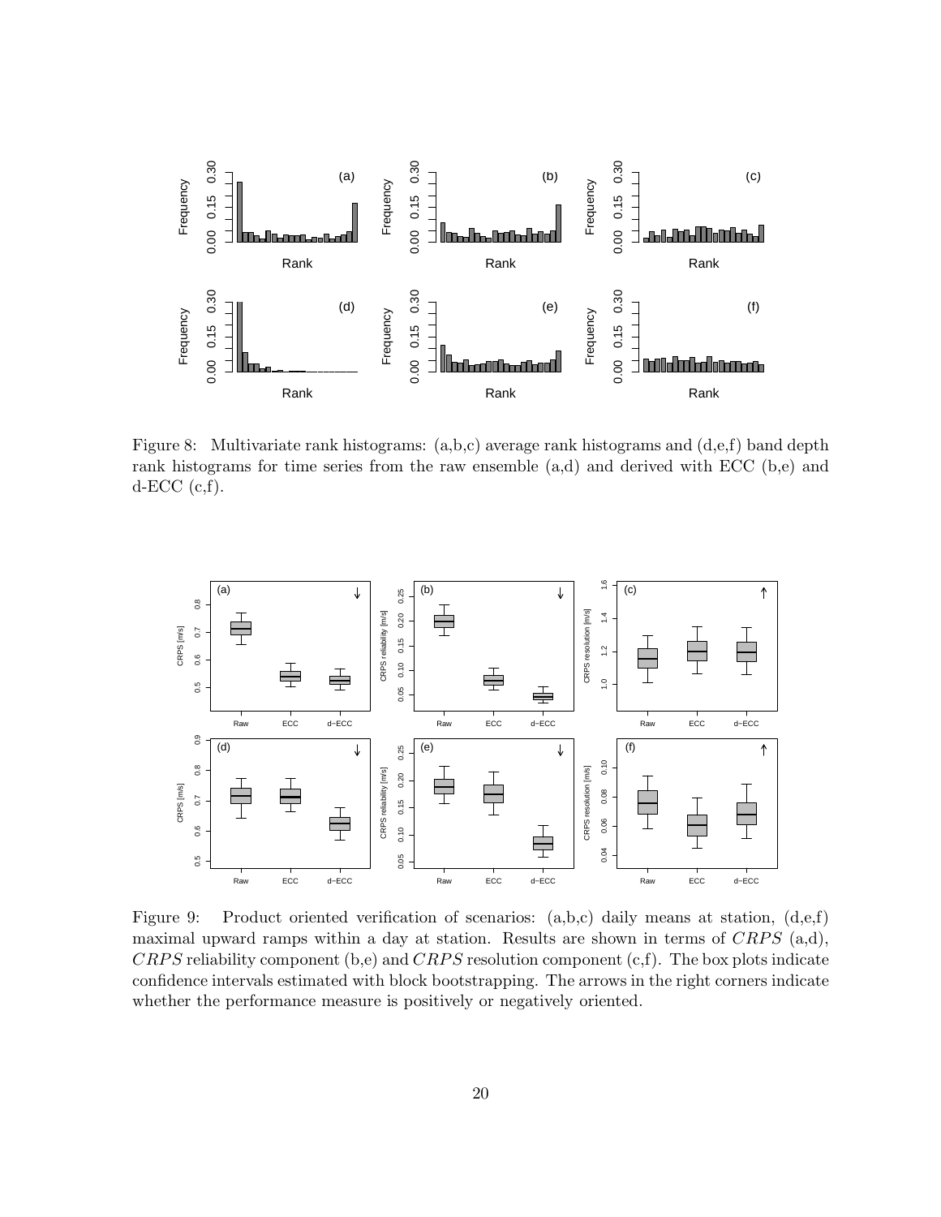Figure 8: Multivariate rank histograms: (a,b,c) average rank histograms and (d,e,f) band depth rank histograms for time series from the raw ensemble (a,d) and derived with ECC (b,e) and d-ECC (c,f).

Figure 9: Product oriented verification of scenarios: (a,b,c) daily means at station, (d,e,f) maximal upward ramps within a day at station. Results are shown in terms of $CRPS$ (a,d), $CRPS$ reliability component (b,e) and $CRPS$ resolution component (c,f). The box plots indicate confidence intervals estimated with block bootstrapping. The arrows in the right corners indicate whether the performance measure is positively or negatively oriented.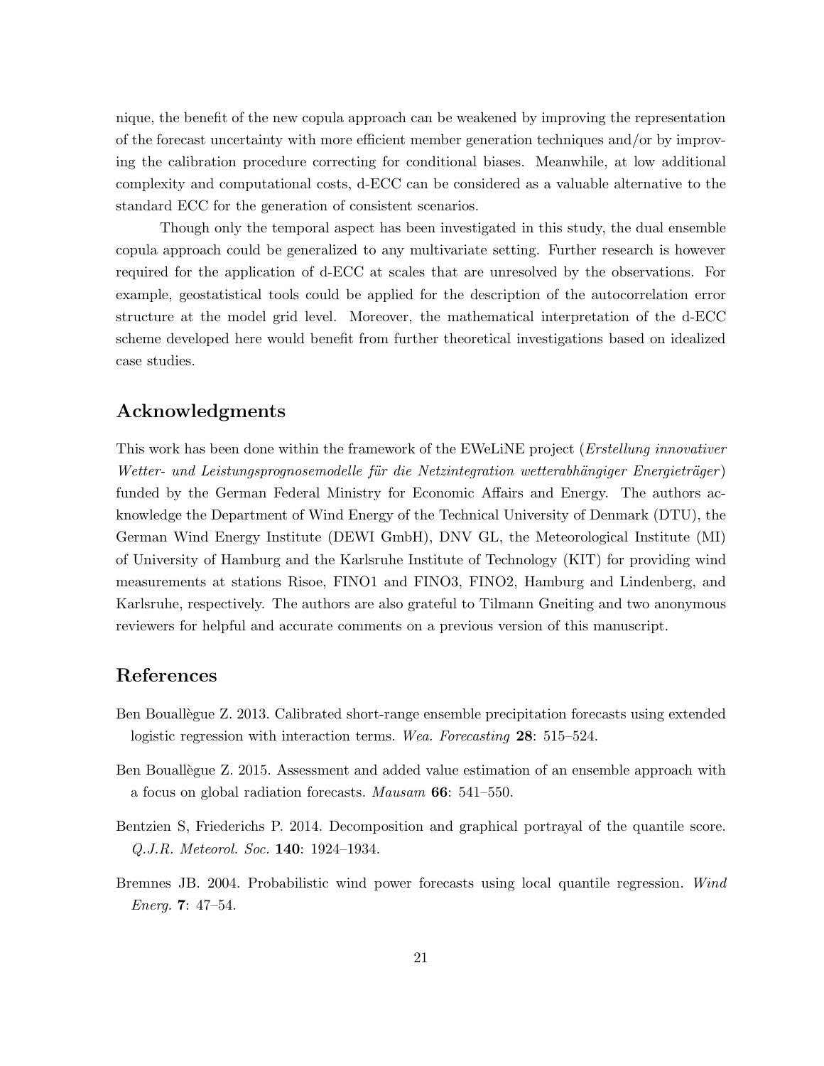nique, the benefit of the new copula approach can be weakened by improving the representation of the forecast uncertainty with more efficient member generation techniques and/or by improving the calibration procedure correcting for conditional biases. Meanwhile, at low additional complexity and computational costs, d-ECC can be considered as a valuable alternative to the standard ECC for the generation of consistent scenarios.

Though only the temporal aspect has been investigated in this study, the dual ensemble copula approach could be generalized to any multivariate setting. Further research is however required for the application of d-ECC at scales that are unresolved by the observations. For example, geostatistical tools could be applied for the description of the autocorrelation error structure at the model grid level. Moreover, the mathematical interpretation of the d-ECC scheme developed here would benefit from further theoretical investigations based on idealized case studies.

## Acknowledgments

This work has been done within the framework of the EWeLiNE project (*Erstellung innovativer Wetter- und Leistungsprognosemodelle für die Netzintegration wetterabhängiger Energieträger*) funded by the German Federal Ministry for Economic Affairs and Energy. The authors acknowledge the Department of Wind Energy of the Technical University of Denmark (DTU), the German Wind Energy Institute (DEWI GmbH), DNV GL, the Meteorological Institute (MI) of University of Hamburg and the Karlsruhe Institute of Technology (KIT) for providing wind measurements at stations Risoe, FINO1 and FINO3, FINO2, Hamburg and Lindenberg, and Karlsruhe, respectively. The authors are also grateful to Tilmann Gneiting and two anonymous reviewers for helpful and accurate comments on a previous version of this manuscript.

## References

Ben Bouallègue Z. 2013. Calibrated short-range ensemble precipitation forecasts using extended logistic regression with interaction terms. *Wea. Forecasting* **28**: 515–524.

Ben Bouallègue Z. 2015. Assessment and added value estimation of an ensemble approach with a focus on global radiation forecasts. *Mausam* **66**: 541–550.

Bentzien S, Friederichs P. 2014. Decomposition and graphical portrayal of the quantile score. *Q.J.R. Meteorol. Soc.* **140**: 1924–1934.

Bremnes JB. 2004. Probabilistic wind power forecasts using local quantile regression. *Wind Energ.* **7**: 47–54.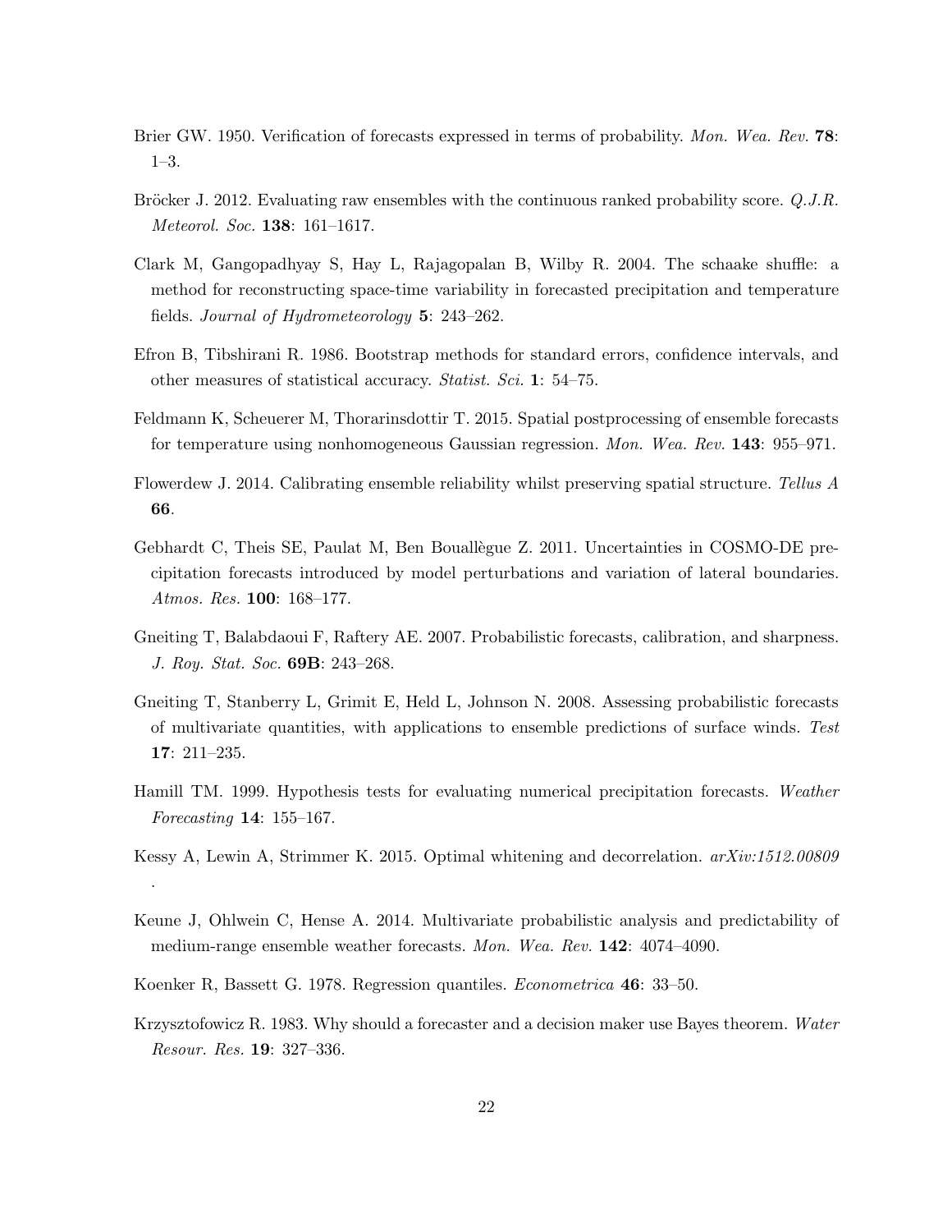Brier GW. 1950. Verification of forecasts expressed in terms of probability. *Mon. Wea. Rev.* **78**: 1–3.

Bröcker J. 2012. Evaluating raw ensembles with the continuous ranked probability score. *Q.J.R. Meteorol. Soc.* **138**: 161–1617.

Clark M, Gangopadhyay S, Hay L, Rajagopalan B, Wilby R. 2004. The schaake shuffle: a method for reconstructing space-time variability in forecasted precipitation and temperature fields. *Journal of Hydrometeorology* **5**: 243–262.

Efron B, Tibshirani R. 1986. Bootstrap methods for standard errors, confidence intervals, and other measures of statistical accuracy. *Statist. Sci.* **1**: 54–75.

Feldmann K, Scheuerer M, Thorarinsdottir T. 2015. Spatial postprocessing of ensemble forecasts for temperature using nonhomogeneous Gaussian regression. *Mon. Wea. Rev.* **143**: 955–971.

Flowerdew J. 2014. Calibrating ensemble reliability whilst preserving spatial structure. *Tellus A* **66**.

Gebhardt C, Theis SE, Paulat M, Ben Bouallègue Z. 2011. Uncertainties in COSMO-DE precipitation forecasts introduced by model perturbations and variation of lateral boundaries. *Atmos. Res.* **100**: 168–177.

Gneiting T, Balabdaoui F, Raftery AE. 2007. Probabilistic forecasts, calibration, and sharpness. *J. Roy. Stat. Soc.* **69B**: 243–268.

Gneiting T, Stanberry L, Grimit E, Held L, Johnson N. 2008. Assessing probabilistic forecasts of multivariate quantities, with applications to ensemble predictions of surface winds. *Test* **17**: 211–235.

Hamill TM. 1999. Hypothesis tests for evaluating numerical precipitation forecasts. *Weather Forecasting* **14**: 155–167.

Kessy A, Lewin A, Strimmer K. 2015. Optimal whitening and decorrelation. *arXiv:1512.00809* .

Keune J, Ohlwein C, Hense A. 2014. Multivariate probabilistic analysis and predictability of medium-range ensemble weather forecasts. *Mon. Wea. Rev.* **142**: 4074–4090.

Koenker R, Bassett G. 1978. Regression quantiles. *Econometrica* **46**: 33–50.

Krzysztofowicz R. 1983. Why should a forecaster and a decision maker use Bayes theorem. *Water Resour. Res.* **19**: 327–336.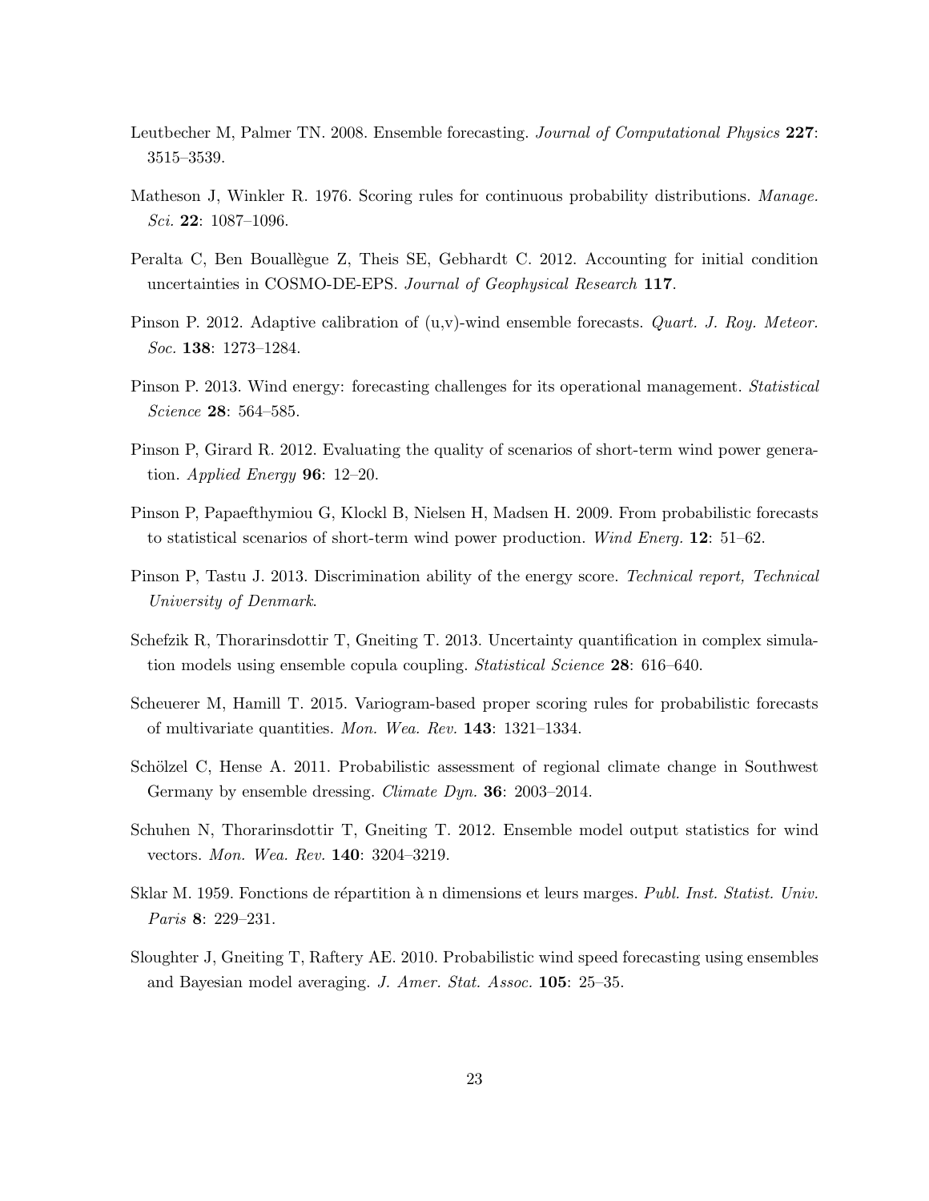Leutbecher M, Palmer TN. 2008. Ensemble forecasting. *Journal of Computational Physics* **227**: 3515–3539.

Matheson J, Winkler R. 1976. Scoring rules for continuous probability distributions. *Manage. Sci.* **22**: 1087–1096.

Peralta C, Ben Bouallègue Z, Theis SE, Gebhardt C. 2012. Accounting for initial condition uncertainties in COSMO-DE-EPS. *Journal of Geophysical Research* **117**.

Pinson P. 2012. Adaptive calibration of (u,v)-wind ensemble forecasts. *Quart. J. Roy. Meteor. Soc.* **138**: 1273–1284.

Pinson P. 2013. Wind energy: forecasting challenges for its operational management. *Statistical Science* **28**: 564–585.

Pinson P, Girard R. 2012. Evaluating the quality of scenarios of short-term wind power generation. *Applied Energy* **96**: 12–20.

Pinson P, Papaefthymiou G, Klockl B, Nielsen H, Madsen H. 2009. From probabilistic forecasts to statistical scenarios of short-term wind power production. *Wind Energ.* **12**: 51–62.

Pinson P, Tastu J. 2013. Discrimination ability of the energy score. *Technical report, Technical University of Denmark*.

Schefzik R, Thorarinsdottir T, Gneiting T. 2013. Uncertainty quantification in complex simulation models using ensemble copula coupling. *Statistical Science* **28**: 616–640.

Scheuerer M, Hamill T. 2015. Variogram-based proper scoring rules for probabilistic forecasts of multivariate quantities. *Mon. Wea. Rev.* **143**: 1321–1334.

Schölzel C, Hense A. 2011. Probabilistic assessment of regional climate change in Southwest Germany by ensemble dressing. *Climate Dyn.* **36**: 2003–2014.

Schuhen N, Thorarinsdottir T, Gneiting T. 2012. Ensemble model output statistics for wind vectors. *Mon. Wea. Rev.* **140**: 3204–3219.

Sklar M. 1959. Fonctions de répartition à n dimensions et leurs marges. *Publ. Inst. Statist. Univ. Paris* **8**: 229–231.

Sloughter J, Gneiting T, Raftery AE. 2010. Probabilistic wind speed forecasting using ensembles and Bayesian model averaging. *J. Amer. Stat. Assoc.* **105**: 25–35.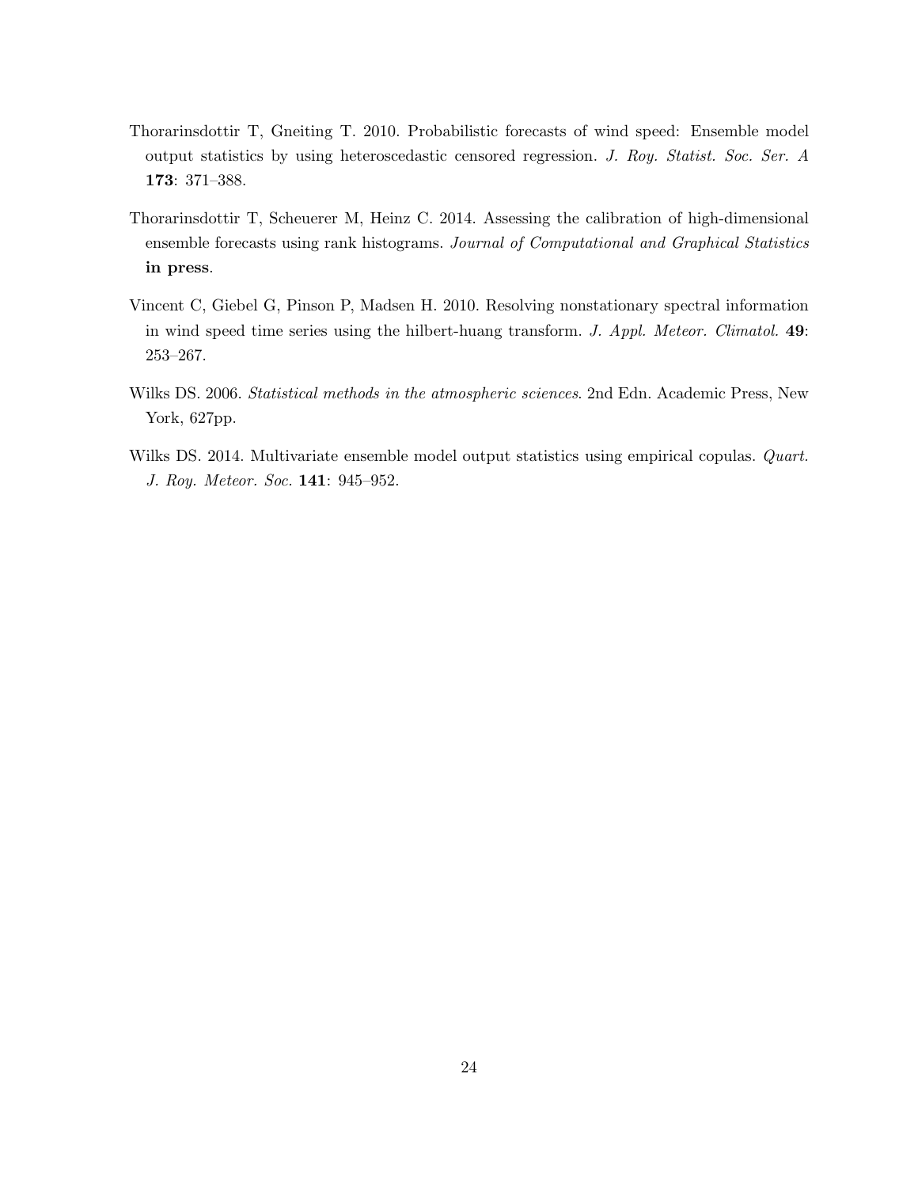Thorarinsdottir T, Gneiting T. 2010. Probabilistic forecasts of wind speed: Ensemble model output statistics by using heteroscedastic censored regression. *J. Roy. Statist. Soc. Ser. A* **173**: 371–388.

Thorarinsdottir T, Scheuerer M, Heinz C. 2014. Assessing the calibration of high-dimensional ensemble forecasts using rank histograms. *Journal of Computational and Graphical Statistics* **in press**.

Vincent C, Giebel G, Pinson P, Madsen H. 2010. Resolving nonstationary spectral information in wind speed time series using the hilbert-huang transform. *J. Appl. Meteor. Climatol.* **49**: 253–267.

Wilks DS. 2006. *Statistical methods in the atmospheric sciences*. 2nd Edn. Academic Press, New York, 627pp.

Wilks DS. 2014. Multivariate ensemble model output statistics using empirical copulas. *Quart. J. Roy. Meteor. Soc.* **141**: 945–952.